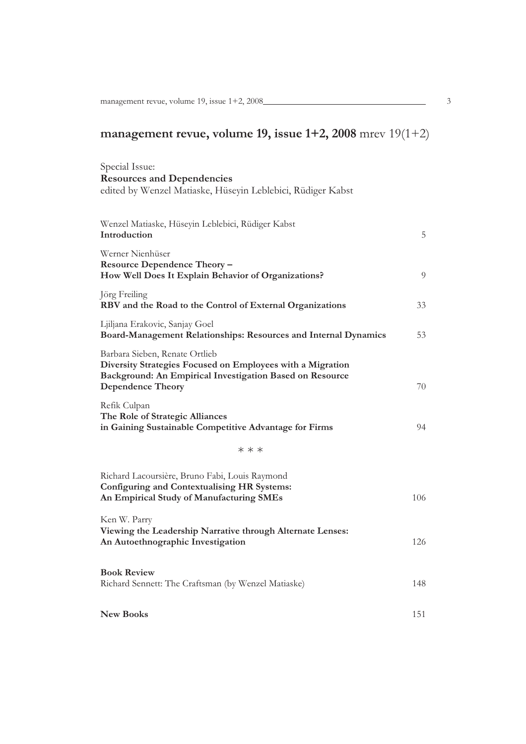# management revue, volume 19, issue 1+2, 2008 mrev 19(1+2)

Special Issue:
**Resources and Dependencies**
edited by Wenzel Matiaske, Hüseyin Leblebici, Rüdiger Kabst

Wenzel Matiaske, Hüseyin Leblebici, Rüdiger Kabst
**Introduction** 5

Werner Nienhüser
**Resource Dependence Theory – How Well Does It Explain Behavior of Organizations?** 9

Jörg Freiling
**RBV and the Road to the Control of External Organizations** 33

Ljiljana Erakovic, Sanjay Goel
**Board-Management Relationships: Resources and Internal Dynamics** 53

Barbara Sieben, Renate Ortlieb
**Diversity Strategies Focused on Employees with a Migration Background: An Empirical Investigation Based on Resource Dependence Theory** 70

Refik Culpan
**The Role of Strategic Alliances in Gaining Sustainable Competitive Advantage for Firms** 94

\* \* \*

Richard Lacoursière, Bruno Fabi, Louis Raymond
**Configuring and Contextualising HR Systems: An Empirical Study of Manufacturing SMEs** 106

Ken W. Parry
**Viewing the Leadership Narrative through Alternate Lenses: An Autoethnographic Investigation** 126

**Book Review**
Richard Sennett: The Craftsman (by Wenzel Matiaske) 148

**New Books** 151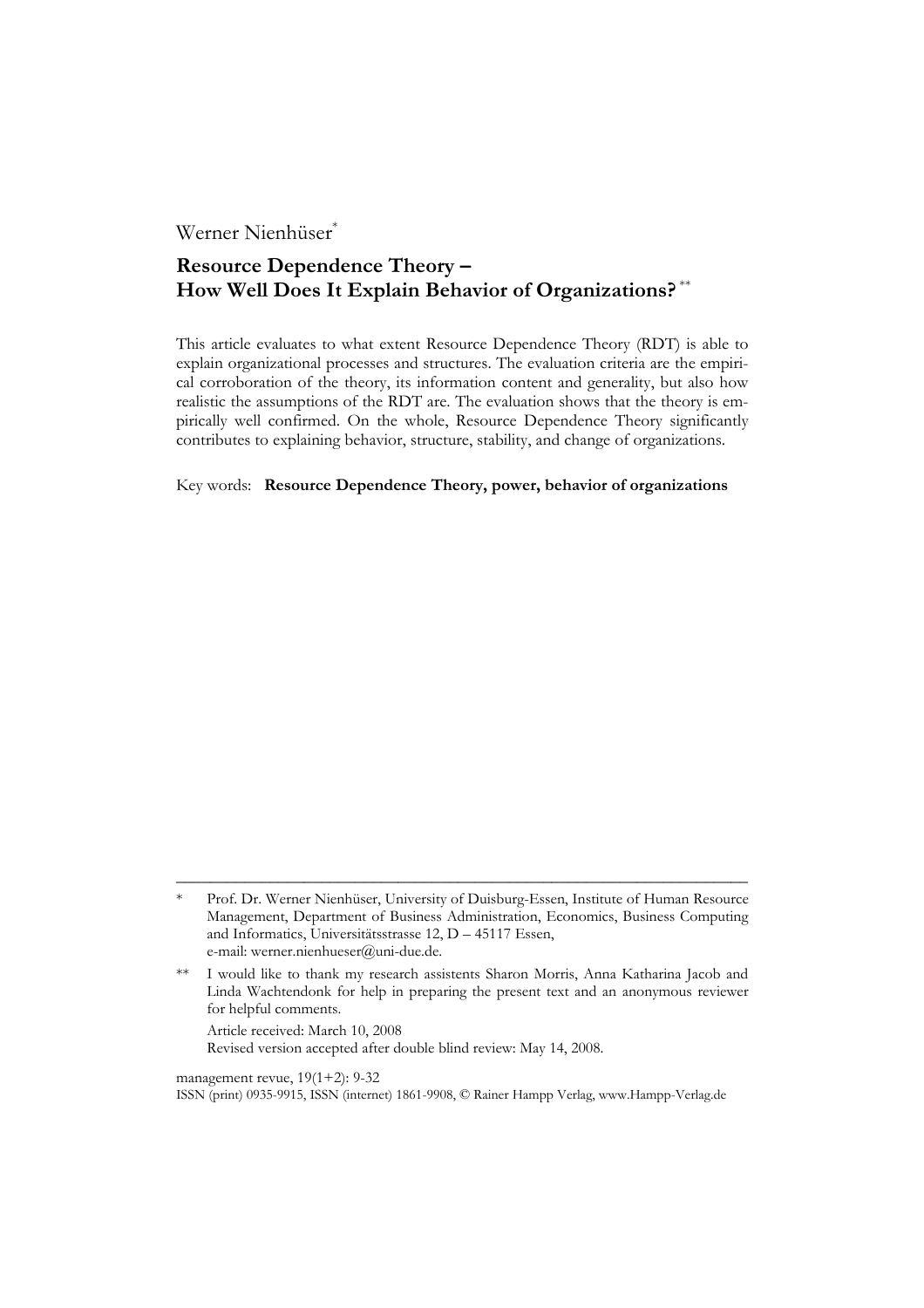Werner Nienhüser*

# Resource Dependence Theory – How Well Does It Explain Behavior of Organizations? **

This article evaluates to what extent Resource Dependence Theory (RDT) is able to explain organizational processes and structures. The evaluation criteria are the empirical corroboration of the theory, its information content and generality, but also how realistic the assumptions of the RDT are. The evaluation shows that the theory is empirically well confirmed. On the whole, Resource Dependence Theory significantly contributes to explaining behavior, structure, stability, and change of organizations.

Key words: **Resource Dependence Theory, power, behavior of organizations**

---

\* Prof. Dr. Werner Nienhüser, University of Duisburg-Essen, Institute of Human Resource Management, Department of Business Administration, Economics, Business Computing and Informatics, Universitätsstrasse 12, D – 45117 Essen, e-mail: werner.nienhueser@uni-due.de.

\*\* I would like to thank my research assistents Sharon Morris, Anna Katharina Jacob and Linda Wachtendonk for help in preparing the present text and an anonymous reviewer for helpful comments.

Article received: March 10, 2008
Revised version accepted after double blind review: May 14, 2008.

management revue, 19(1+2): 9-32
ISSN (print) 0935-9915, ISSN (internet) 1861-9908, © Rainer Hampp Verlag, www.Hampp-Verlag.de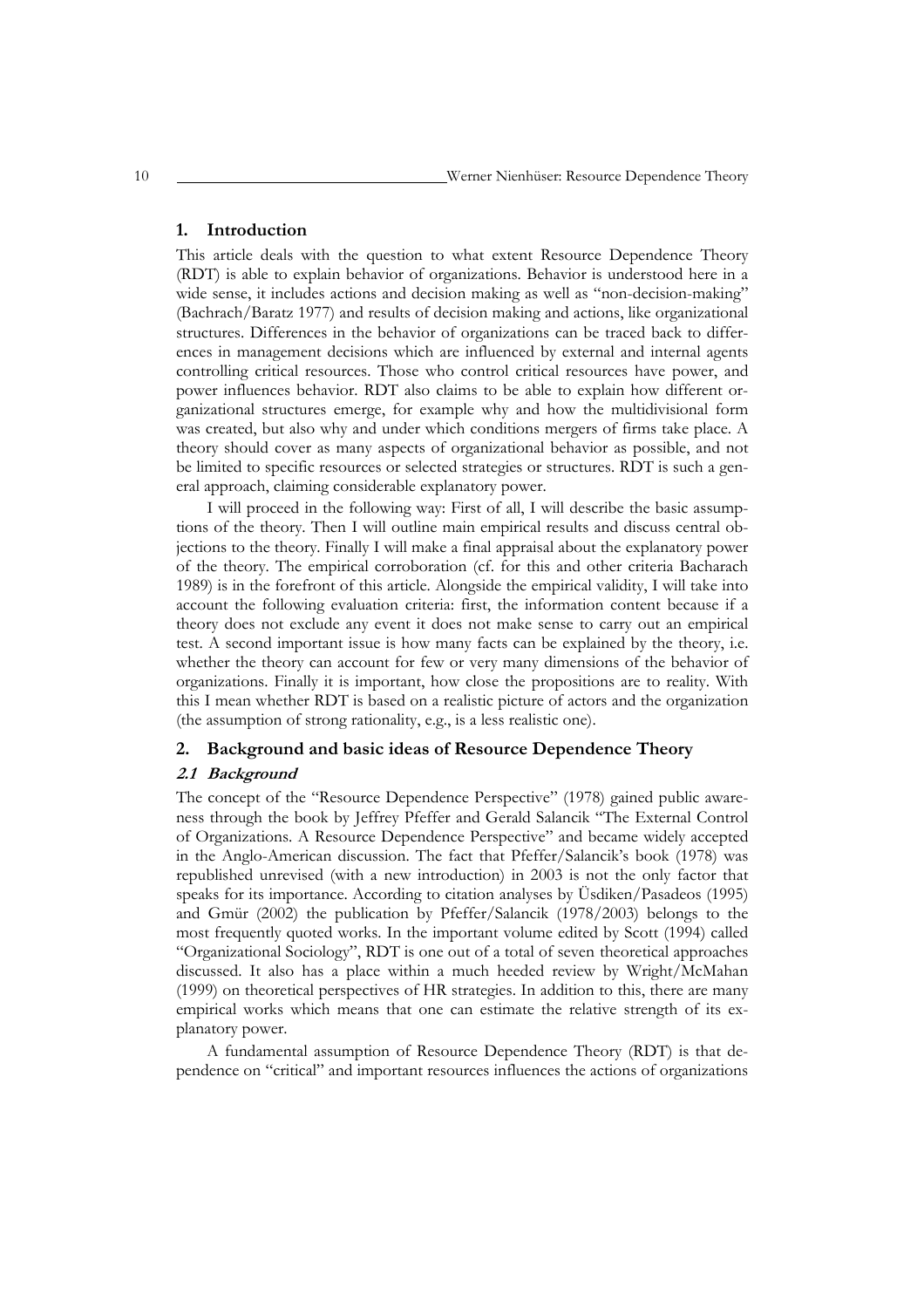## 1. Introduction

This article deals with the question to what extent Resource Dependence Theory (RDT) is able to explain behavior of organizations. Behavior is understood here in a wide sense, it includes actions and decision making as well as "non-decision-making" (Bachrach/Baratz 1977) and results of decision making and actions, like organizational structures. Differences in the behavior of organizations can be traced back to differences in management decisions which are influenced by external and internal agents controlling critical resources. Those who control critical resources have power, and power influences behavior. RDT also claims to be able to explain how different organizational structures emerge, for example why and how the multidivisional form was created, but also why and under which conditions mergers of firms take place. A theory should cover as many aspects of organizational behavior as possible, and not be limited to specific resources or selected strategies or structures. RDT is such a general approach, claiming considerable explanatory power.

I will proceed in the following way: First of all, I will describe the basic assumptions of the theory. Then I will outline main empirical results and discuss central objections to the theory. Finally I will make a final appraisal about the explanatory power of the theory. The empirical corroboration (cf. for this and other criteria Bacharach 1989) is in the forefront of this article. Alongside the empirical validity, I will take into account the following evaluation criteria: first, the information content because if a theory does not exclude any event it does not make sense to carry out an empirical test. A second important issue is how many facts can be explained by the theory, i.e. whether the theory can account for few or very many dimensions of the behavior of organizations. Finally it is important, how close the propositions are to reality. With this I mean whether RDT is based on a realistic picture of actors and the organization (the assumption of strong rationality, e.g., is a less realistic one).

## 2. Background and basic ideas of Resource Dependence Theory

### *2.1 Background*

The concept of the "Resource Dependence Perspective" (1978) gained public awareness through the book by Jeffrey Pfeffer and Gerald Salancik "The External Control of Organizations. A Resource Dependence Perspective" and became widely accepted in the Anglo-American discussion. The fact that Pfeffer/Salancik's book (1978) was republished unrevised (with a new introduction) in 2003 is not the only factor that speaks for its importance. According to citation analyses by Üsdiken/Pasadeos (1995) and Gmür (2002) the publication by Pfeffer/Salancik (1978/2003) belongs to the most frequently quoted works. In the important volume edited by Scott (1994) called "Organizational Sociology", RDT is one out of a total of seven theoretical approaches discussed. It also has a place within a much heeded review by Wright/McMahan (1999) on theoretical perspectives of HR strategies. In addition to this, there are many empirical works which means that one can estimate the relative strength of its explanatory power.

A fundamental assumption of Resource Dependence Theory (RDT) is that dependence on "critical" and important resources influences the actions of organizations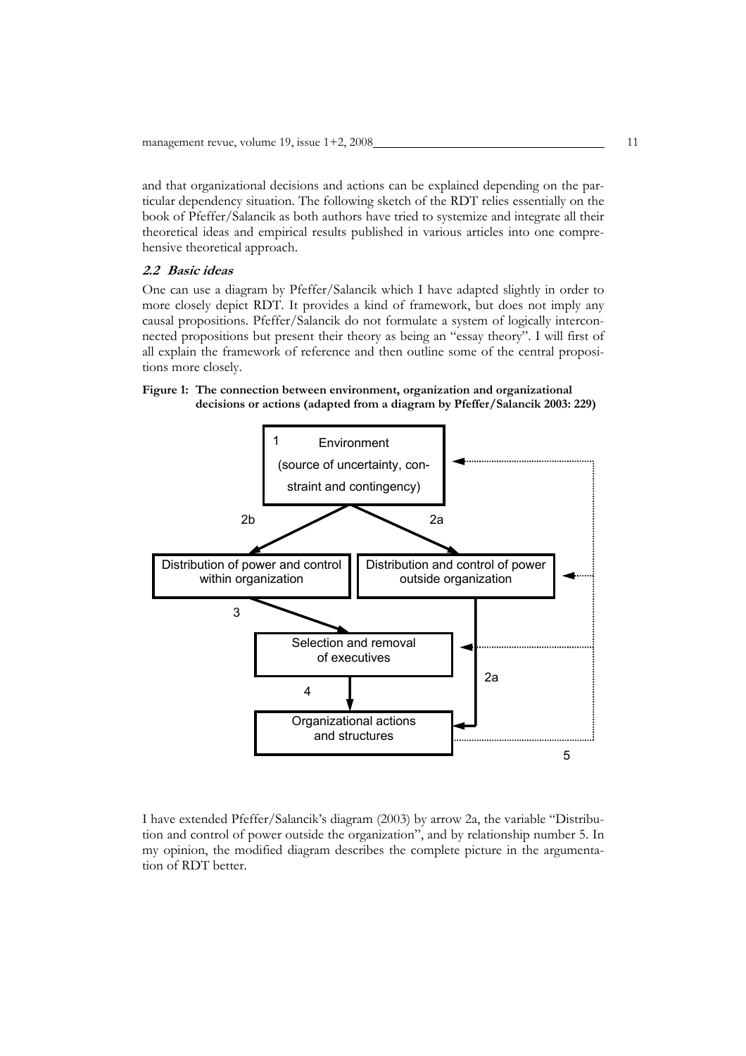and that organizational decisions and actions can be explained depending on the particular dependency situation. The following sketch of the RDT relies essentially on the book of Pfeffer/Salancik as both authors have tried to systemize and integrate all their theoretical ideas and empirical results published in various articles into one comprehensive theoretical approach.

### 2.2 Basic ideas

One can use a diagram by Pfeffer/Salancik which I have adapted slightly in order to more closely depict RDT. It provides a kind of framework, but does not imply any causal propositions. Pfeffer/Salancik do not formulate a system of logically interconnected propositions but present their theory as being an "essay theory". I will first of all explain the framework of reference and then outline some of the central propositions more closely.

**Figure 1: The connection between environment, organization and organizational decisions or actions (adapted from a diagram by Pfeffer/Salancik 2003: 229)**

1 Environment (source of uncertainty, constraint and contingency)

2b — Distribution of power and control within organization

2a — Distribution and control of power outside organization

3 — Selection and removal of executives

4 — Organizational actions and structures

5

I have extended Pfeffer/Salancik's diagram (2003) by arrow 2a, the variable "Distribution and control of power outside the organization", and by relationship number 5. In my opinion, the modified diagram describes the complete picture in the argumentation of RDT better.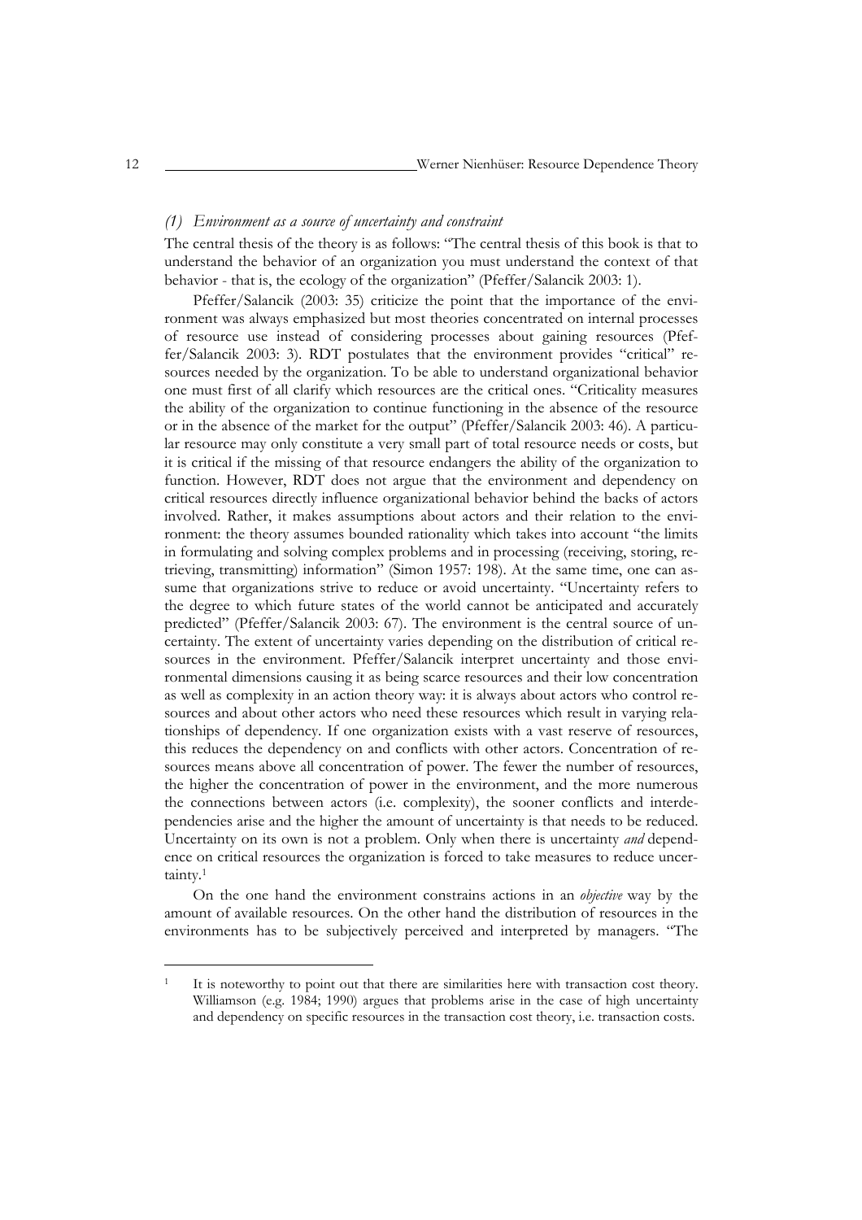*(1) Environment as a source of uncertainty and constraint*

The central thesis of the theory is as follows: "The central thesis of this book is that to understand the behavior of an organization you must understand the context of that behavior - that is, the ecology of the organization" (Pfeffer/Salancik 2003: 1).

Pfeffer/Salancik (2003: 35) criticize the point that the importance of the environment was always emphasized but most theories concentrated on internal processes of resource use instead of considering processes about gaining resources (Pfeffer/Salancik 2003: 3). RDT postulates that the environment provides "critical" resources needed by the organization. To be able to understand organizational behavior one must first of all clarify which resources are the critical ones. "Criticality measures the ability of the organization to continue functioning in the absence of the resource or in the absence of the market for the output" (Pfeffer/Salancik 2003: 46). A particular resource may only constitute a very small part of total resource needs or costs, but it is critical if the missing of that resource endangers the ability of the organization to function. However, RDT does not argue that the environment and dependency on critical resources directly influence organizational behavior behind the backs of actors involved. Rather, it makes assumptions about actors and their relation to the environment: the theory assumes bounded rationality which takes into account "the limits in formulating and solving complex problems and in processing (receiving, storing, retrieving, transmitting) information" (Simon 1957: 198). At the same time, one can assume that organizations strive to reduce or avoid uncertainty. "Uncertainty refers to the degree to which future states of the world cannot be anticipated and accurately predicted" (Pfeffer/Salancik 2003: 67). The environment is the central source of uncertainty. The extent of uncertainty varies depending on the distribution of critical resources in the environment. Pfeffer/Salancik interpret uncertainty and those environmental dimensions causing it as being scarce resources and their low concentration as well as complexity in an action theory way: it is always about actors who control resources and about other actors who need these resources which result in varying relationships of dependency. If one organization exists with a vast reserve of resources, this reduces the dependency on and conflicts with other actors. Concentration of resources means above all concentration of power. The fewer the number of resources, the higher the concentration of power in the environment, and the more numerous the connections between actors (i.e. complexity), the sooner conflicts and interdependencies arise and the higher the amount of uncertainty is that needs to be reduced. Uncertainty on its own is not a problem. Only when there is uncertainty *and* dependence on critical resources the organization is forced to take measures to reduce uncertainty.[1]

On the one hand the environment constrains actions in an *objective* way by the amount of available resources. On the other hand the distribution of resources in the environments has to be subjectively perceived and interpreted by managers. "The

[1] It is noteworthy to point out that there are similarities here with transaction cost theory. Williamson (e.g. 1984; 1990) argues that problems arise in the case of high uncertainty and dependency on specific resources in the transaction cost theory, i.e. transaction costs.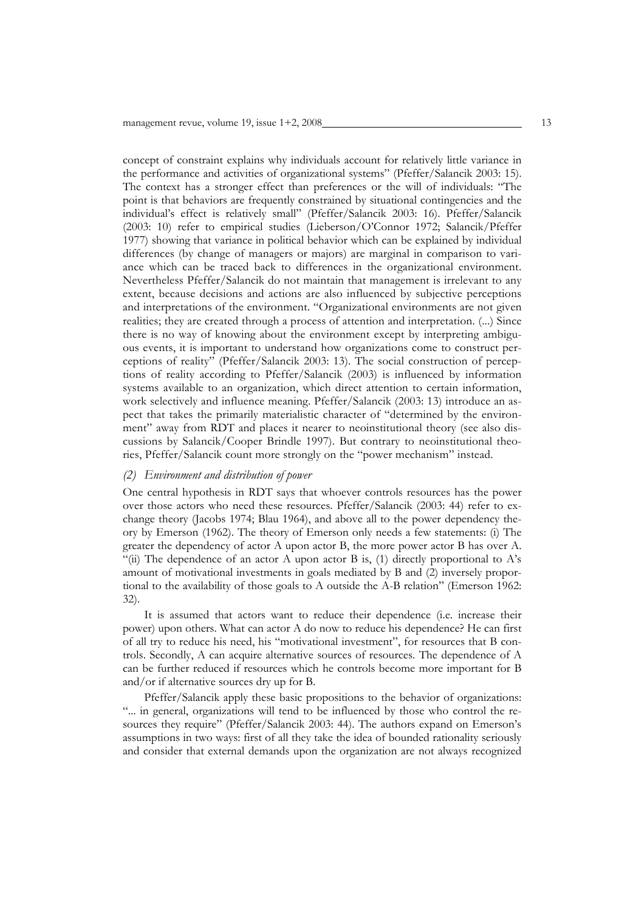concept of constraint explains why individuals account for relatively little variance in the performance and activities of organizational systems" (Pfeffer/Salancik 2003: 15). The context has a stronger effect than preferences or the will of individuals: "The point is that behaviors are frequently constrained by situational contingencies and the individual's effect is relatively small" (Pfeffer/Salancik 2003: 16). Pfeffer/Salancik (2003: 10) refer to empirical studies (Lieberson/O'Connor 1972; Salancik/Pfeffer 1977) showing that variance in political behavior which can be explained by individual differences (by change of managers or majors) are marginal in comparison to variance which can be traced back to differences in the organizational environment. Nevertheless Pfeffer/Salancik do not maintain that management is irrelevant to any extent, because decisions and actions are also influenced by subjective perceptions and interpretations of the environment. "Organizational environments are not given realities; they are created through a process of attention and interpretation. (...) Since there is no way of knowing about the environment except by interpreting ambiguous events, it is important to understand how organizations come to construct perceptions of reality" (Pfeffer/Salancik 2003: 13). The social construction of perceptions of reality according to Pfeffer/Salancik (2003) is influenced by information systems available to an organization, which direct attention to certain information, work selectively and influence meaning. Pfeffer/Salancik (2003: 13) introduce an aspect that takes the primarily materialistic character of "determined by the environment" away from RDT and places it nearer to neoinstitutional theory (see also discussions by Salancik/Cooper Brindle 1997). But contrary to neoinstitutional theories, Pfeffer/Salancik count more strongly on the "power mechanism" instead.

### *(2) Environment and distribution of power*

One central hypothesis in RDT says that whoever controls resources has the power over those actors who need these resources. Pfeffer/Salancik (2003: 44) refer to exchange theory (Jacobs 1974; Blau 1964), and above all to the power dependency theory by Emerson (1962). The theory of Emerson only needs a few statements: (i) The greater the dependency of actor A upon actor B, the more power actor B has over A. "(ii) The dependence of an actor A upon actor B is, (1) directly proportional to A's amount of motivational investments in goals mediated by B and (2) inversely proportional to the availability of those goals to A outside the A-B relation" (Emerson 1962: 32).

It is assumed that actors want to reduce their dependence (i.e. increase their power) upon others. What can actor A do now to reduce his dependence? He can first of all try to reduce his need, his "motivational investment", for resources that B controls. Secondly, A can acquire alternative sources of resources. The dependence of A can be further reduced if resources which he controls become more important for B and/or if alternative sources dry up for B.

Pfeffer/Salancik apply these basic propositions to the behavior of organizations: "... in general, organizations will tend to be influenced by those who control the resources they require" (Pfeffer/Salancik 2003: 44). The authors expand on Emerson's assumptions in two ways: first of all they take the idea of bounded rationality seriously and consider that external demands upon the organization are not always recognized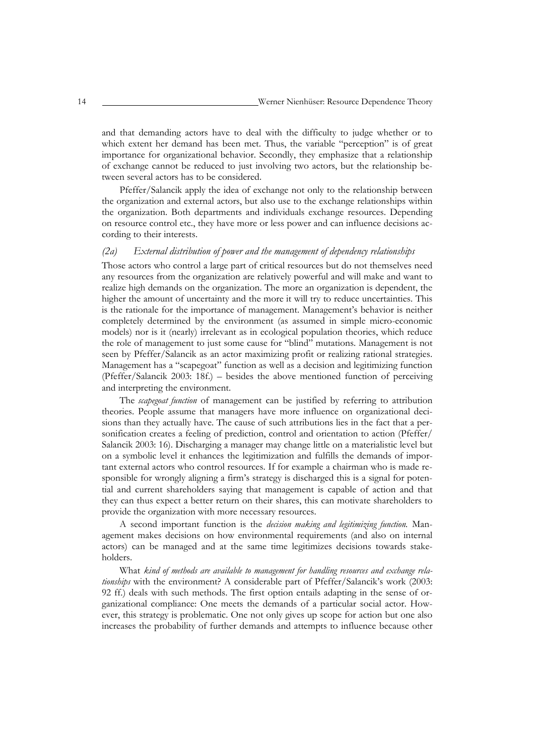and that demanding actors have to deal with the difficulty to judge whether or to which extent her demand has been met. Thus, the variable "perception" is of great importance for organizational behavior. Secondly, they emphasize that a relationship of exchange cannot be reduced to just involving two actors, but the relationship between several actors has to be considered.

Pfeffer/Salancik apply the idea of exchange not only to the relationship between the organization and external actors, but also use to the exchange relationships within the organization. Both departments and individuals exchange resources. Depending on resource control etc., they have more or less power and can influence decisions according to their interests.

### *(2a) External distribution of power and the management of dependency relationships*

Those actors who control a large part of critical resources but do not themselves need any resources from the organization are relatively powerful and will make and want to realize high demands on the organization. The more an organization is dependent, the higher the amount of uncertainty and the more it will try to reduce uncertainties. This is the rationale for the importance of management. Management's behavior is neither completely determined by the environment (as assumed in simple micro-economic models) nor is it (nearly) irrelevant as in ecological population theories, which reduce the role of management to just some cause for "blind" mutations. Management is not seen by Pfeffer/Salancik as an actor maximizing profit or realizing rational strategies. Management has a "scapegoat" function as well as a decision and legitimizing function (Pfeffer/Salancik 2003: 18f.) – besides the above mentioned function of perceiving and interpreting the environment.

The *scapegoat function* of management can be justified by referring to attribution theories. People assume that managers have more influence on organizational decisions than they actually have. The cause of such attributions lies in the fact that a personification creates a feeling of prediction, control and orientation to action (Pfeffer/Salancik 2003: 16). Discharging a manager may change little on a materialistic level but on a symbolic level it enhances the legitimization and fulfills the demands of important external actors who control resources. If for example a chairman who is made responsible for wrongly aligning a firm's strategy is discharged this is a signal for potential and current shareholders saying that management is capable of action and that they can thus expect a better return on their shares, this can motivate shareholders to provide the organization with more necessary resources.

A second important function is the *decision making and legitimizing function.* Management makes decisions on how environmental requirements (and also on internal actors) can be managed and at the same time legitimizes decisions towards stakeholders.

What *kind of methods are available to management for handling resources and exchange relationships* with the environment? A considerable part of Pfeffer/Salancik's work (2003: 92 ff.) deals with such methods. The first option entails adapting in the sense of organizational compliance: One meets the demands of a particular social actor. However, this strategy is problematic. One not only gives up scope for action but one also increases the probability of further demands and attempts to influence because other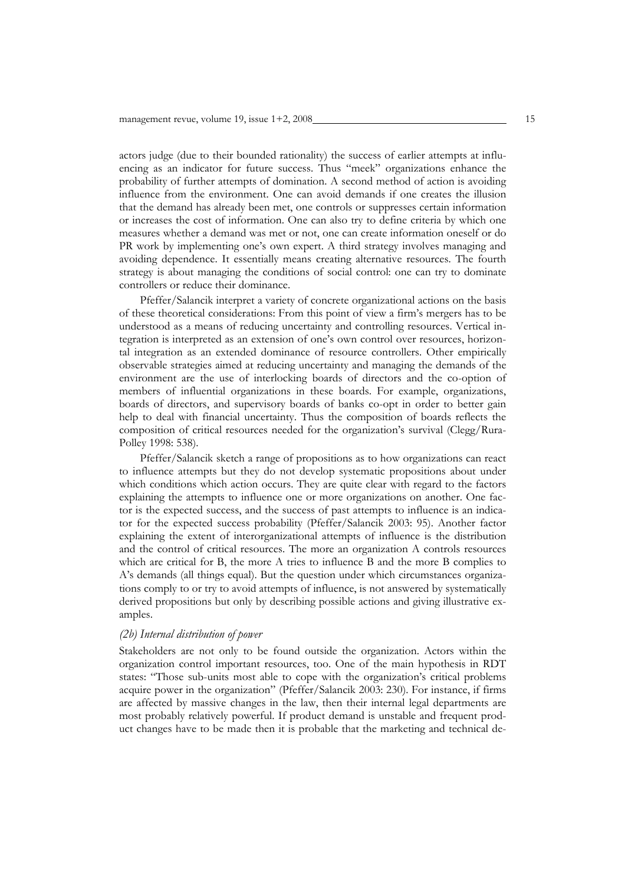actors judge (due to their bounded rationality) the success of earlier attempts at influencing as an indicator for future success. Thus "meek" organizations enhance the probability of further attempts of domination. A second method of action is avoiding influence from the environment. One can avoid demands if one creates the illusion that the demand has already been met, one controls or suppresses certain information or increases the cost of information. One can also try to define criteria by which one measures whether a demand was met or not, one can create information oneself or do PR work by implementing one's own expert. A third strategy involves managing and avoiding dependence. It essentially means creating alternative resources. The fourth strategy is about managing the conditions of social control: one can try to dominate controllers or reduce their dominance.

Pfeffer/Salancik interpret a variety of concrete organizational actions on the basis of these theoretical considerations: From this point of view a firm's mergers has to be understood as a means of reducing uncertainty and controlling resources. Vertical integration is interpreted as an extension of one's own control over resources, horizontal integration as an extended dominance of resource controllers. Other empirically observable strategies aimed at reducing uncertainty and managing the demands of the environment are the use of interlocking boards of directors and the co-option of members of influential organizations in these boards. For example, organizations, boards of directors, and supervisory boards of banks co-opt in order to better gain help to deal with financial uncertainty. Thus the composition of boards reflects the composition of critical resources needed for the organization's survival (Clegg/Rura-Polley 1998: 538).

Pfeffer/Salancik sketch a range of propositions as to how organizations can react to influence attempts but they do not develop systematic propositions about under which conditions which action occurs. They are quite clear with regard to the factors explaining the attempts to influence one or more organizations on another. One factor is the expected success, and the success of past attempts to influence is an indicator for the expected success probability (Pfeffer/Salancik 2003: 95). Another factor explaining the extent of interorganizational attempts of influence is the distribution and the control of critical resources. The more an organization A controls resources which are critical for B, the more A tries to influence B and the more B complies to A's demands (all things equal). But the question under which circumstances organizations comply to or try to avoid attempts of influence, is not answered by systematically derived propositions but only by describing possible actions and giving illustrative examples.

### *(2b) Internal distribution of power*

Stakeholders are not only to be found outside the organization. Actors within the organization control important resources, too. One of the main hypothesis in RDT states: "Those sub-units most able to cope with the organization's critical problems acquire power in the organization" (Pfeffer/Salancik 2003: 230). For instance, if firms are affected by massive changes in the law, then their internal legal departments are most probably relatively powerful. If product demand is unstable and frequent product changes have to be made then it is probable that the marketing and technical de-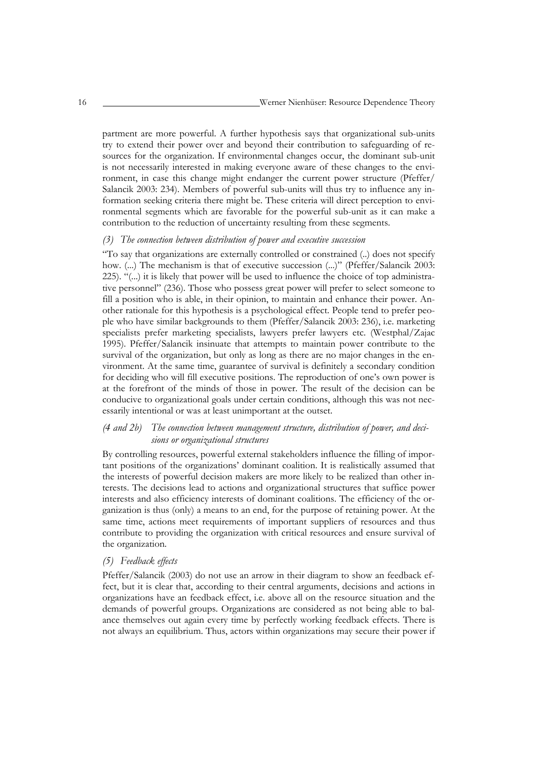partment are more powerful. A further hypothesis says that organizational sub-units try to extend their power over and beyond their contribution to safeguarding of resources for the organization. If environmental changes occur, the dominant sub-unit is not necessarily interested in making everyone aware of these changes to the environment, in case this change might endanger the current power structure (Pfeffer/ Salancik 2003: 234). Members of powerful sub-units will thus try to influence any information seeking criteria there might be. These criteria will direct perception to environmental segments which are favorable for the powerful sub-unit as it can make a contribution to the reduction of uncertainty resulting from these segments.

*(3) The connection between distribution of power and executive succession*

"To say that organizations are externally controlled or constrained (..) does not specify how. (...) The mechanism is that of executive succession (...)" (Pfeffer/Salancik 2003: 225). "(...) it is likely that power will be used to influence the choice of top administrative personnel" (236). Those who possess great power will prefer to select someone to fill a position who is able, in their opinion, to maintain and enhance their power. Another rationale for this hypothesis is a psychological effect. People tend to prefer people who have similar backgrounds to them (Pfeffer/Salancik 2003: 236), i.e. marketing specialists prefer marketing specialists, lawyers prefer lawyers etc. (Westphal/Zajac 1995). Pfeffer/Salancik insinuate that attempts to maintain power contribute to the survival of the organization, but only as long as there are no major changes in the environment. At the same time, guarantee of survival is definitely a secondary condition for deciding who will fill executive positions. The reproduction of one's own power is at the forefront of the minds of those in power. The result of the decision can be conducive to organizational goals under certain conditions, although this was not necessarily intentional or was at least unimportant at the outset.

*(4 and 2b) The connection between management structure, distribution of power, and decisions or organizational structures*

By controlling resources, powerful external stakeholders influence the filling of important positions of the organizations' dominant coalition. It is realistically assumed that the interests of powerful decision makers are more likely to be realized than other interests. The decisions lead to actions and organizational structures that suffice power interests and also efficiency interests of dominant coalitions. The efficiency of the organization is thus (only) a means to an end, for the purpose of retaining power. At the same time, actions meet requirements of important suppliers of resources and thus contribute to providing the organization with critical resources and ensure survival of the organization.

*(5) Feedback effects*

Pfeffer/Salancik (2003) do not use an arrow in their diagram to show an feedback effect, but it is clear that, according to their central arguments, decisions and actions in organizations have an feedback effect, i.e. above all on the resource situation and the demands of powerful groups. Organizations are considered as not being able to balance themselves out again every time by perfectly working feedback effects. There is not always an equilibrium. Thus, actors within organizations may secure their power if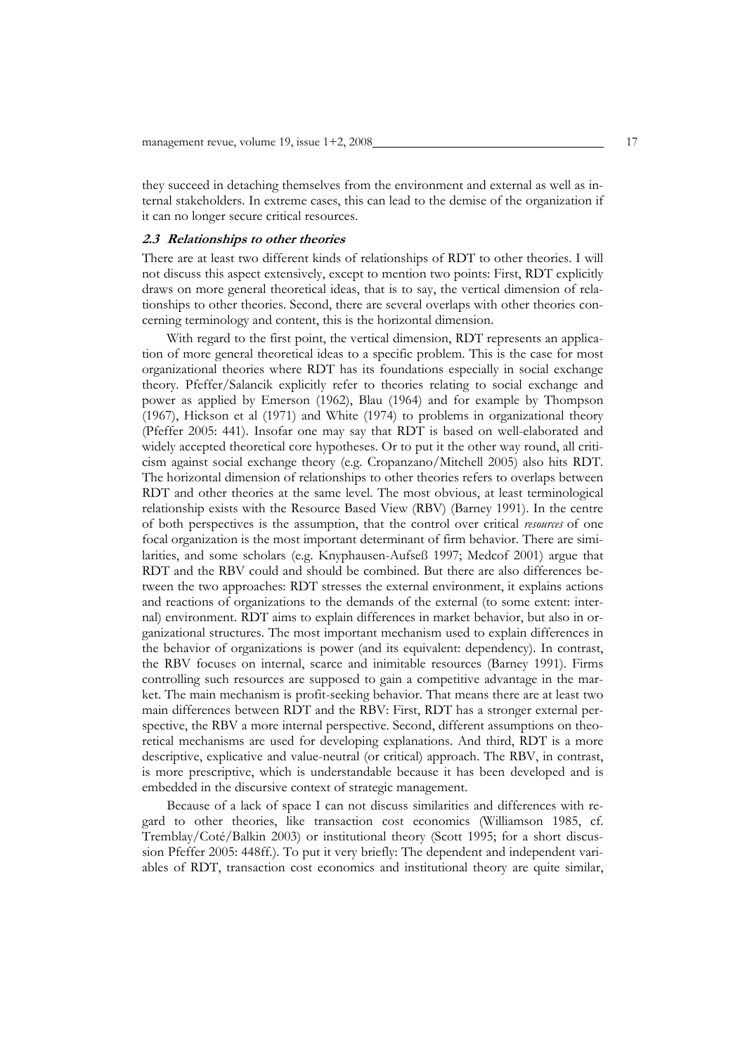they succeed in detaching themselves from the environment and external as well as internal stakeholders. In extreme cases, this can lead to the demise of the organization if it can no longer secure critical resources.

### *2.3 Relationships to other theories*

There are at least two different kinds of relationships of RDT to other theories. I will not discuss this aspect extensively, except to mention two points: First, RDT explicitly draws on more general theoretical ideas, that is to say, the vertical dimension of relationships to other theories. Second, there are several overlaps with other theories concerning terminology and content, this is the horizontal dimension.

With regard to the first point, the vertical dimension, RDT represents an application of more general theoretical ideas to a specific problem. This is the case for most organizational theories where RDT has its foundations especially in social exchange theory. Pfeffer/Salancik explicitly refer to theories relating to social exchange and power as applied by Emerson (1962), Blau (1964) and for example by Thompson (1967), Hickson et al (1971) and White (1974) to problems in organizational theory (Pfeffer 2005: 441). Insofar one may say that RDT is based on well-elaborated and widely accepted theoretical core hypotheses. Or to put it the other way round, all criticism against social exchange theory (e.g. Cropanzano/Mitchell 2005) also hits RDT. The horizontal dimension of relationships to other theories refers to overlaps between RDT and other theories at the same level. The most obvious, at least terminological relationship exists with the Resource Based View (RBV) (Barney 1991). In the centre of both perspectives is the assumption, that the control over critical *resources* of one focal organization is the most important determinant of firm behavior. There are similarities, and some scholars (e.g. Knyphausen-Aufseß 1997; Medcof 2001) argue that RDT and the RBV could and should be combined. But there are also differences between the two approaches: RDT stresses the external environment, it explains actions and reactions of organizations to the demands of the external (to some extent: internal) environment. RDT aims to explain differences in market behavior, but also in organizational structures. The most important mechanism used to explain differences in the behavior of organizations is power (and its equivalent: dependency). In contrast, the RBV focuses on internal, scarce and inimitable resources (Barney 1991). Firms controlling such resources are supposed to gain a competitive advantage in the market. The main mechanism is profit-seeking behavior. That means there are at least two main differences between RDT and the RBV: First, RDT has a stronger external perspective, the RBV a more internal perspective. Second, different assumptions on theoretical mechanisms are used for developing explanations. And third, RDT is a more descriptive, explicative and value-neutral (or critical) approach. The RBV, in contrast, is more prescriptive, which is understandable because it has been developed and is embedded in the discursive context of strategic management.

Because of a lack of space I can not discuss similarities and differences with regard to other theories, like transaction cost economics (Williamson 1985, cf. Tremblay/Coté/Balkin 2003) or institutional theory (Scott 1995; for a short discussion Pfeffer 2005: 448ff.). To put it very briefly: The dependent and independent variables of RDT, transaction cost economics and institutional theory are quite similar,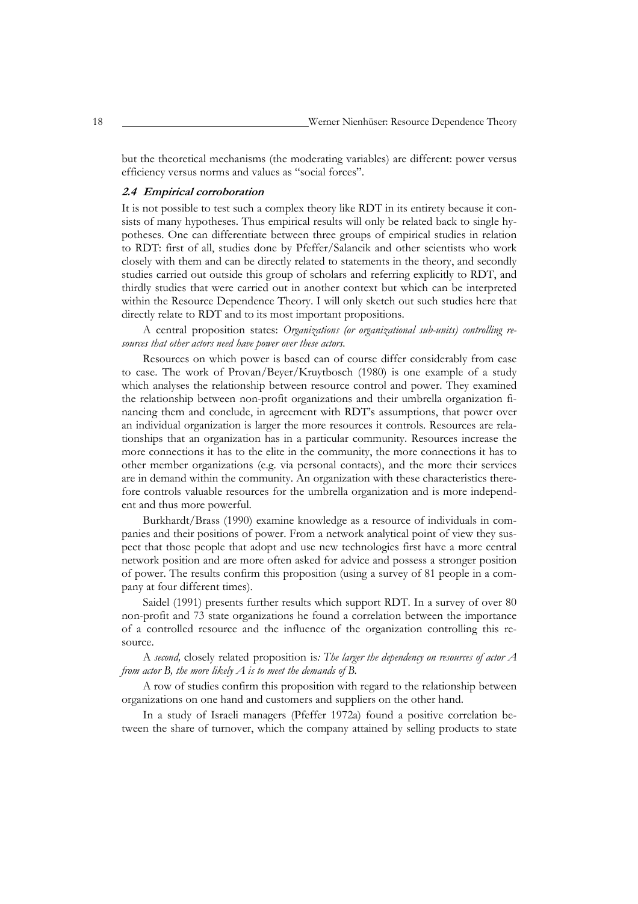but the theoretical mechanisms (the moderating variables) are different: power versus efficiency versus norms and values as "social forces".

### *2.4 Empirical corroboration*

It is not possible to test such a complex theory like RDT in its entirety because it consists of many hypotheses. Thus empirical results will only be related back to single hypotheses. One can differentiate between three groups of empirical studies in relation to RDT: first of all, studies done by Pfeffer/Salancik and other scientists who work closely with them and can be directly related to statements in the theory, and secondly studies carried out outside this group of scholars and referring explicitly to RDT, and thirdly studies that were carried out in another context but which can be interpreted within the Resource Dependence Theory. I will only sketch out such studies here that directly relate to RDT and to its most important propositions.

A central proposition states: *Organizations (or organizational sub-units) controlling resources that other actors need have power over these actors.*

Resources on which power is based can of course differ considerably from case to case. The work of Provan/Beyer/Kruytbosch (1980) is one example of a study which analyses the relationship between resource control and power. They examined the relationship between non-profit organizations and their umbrella organization financing them and conclude, in agreement with RDT's assumptions, that power over an individual organization is larger the more resources it controls. Resources are relationships that an organization has in a particular community. Resources increase the more connections it has to the elite in the community, the more connections it has to other member organizations (e.g. via personal contacts), and the more their services are in demand within the community. An organization with these characteristics therefore controls valuable resources for the umbrella organization and is more independent and thus more powerful.

Burkhardt/Brass (1990) examine knowledge as a resource of individuals in companies and their positions of power. From a network analytical point of view they suspect that those people that adopt and use new technologies first have a more central network position and are more often asked for advice and possess a stronger position of power. The results confirm this proposition (using a survey of 81 people in a company at four different times).

Saidel (1991) presents further results which support RDT. In a survey of over 80 non-profit and 73 state organizations he found a correlation between the importance of a controlled resource and the influence of the organization controlling this resource.

A *second,* closely related proposition is*: The larger the dependency on resources of actor A from actor B, the more likely A is to meet the demands of B.*

A row of studies confirm this proposition with regard to the relationship between organizations on one hand and customers and suppliers on the other hand.

In a study of Israeli managers (Pfeffer 1972a) found a positive correlation between the share of turnover, which the company attained by selling products to state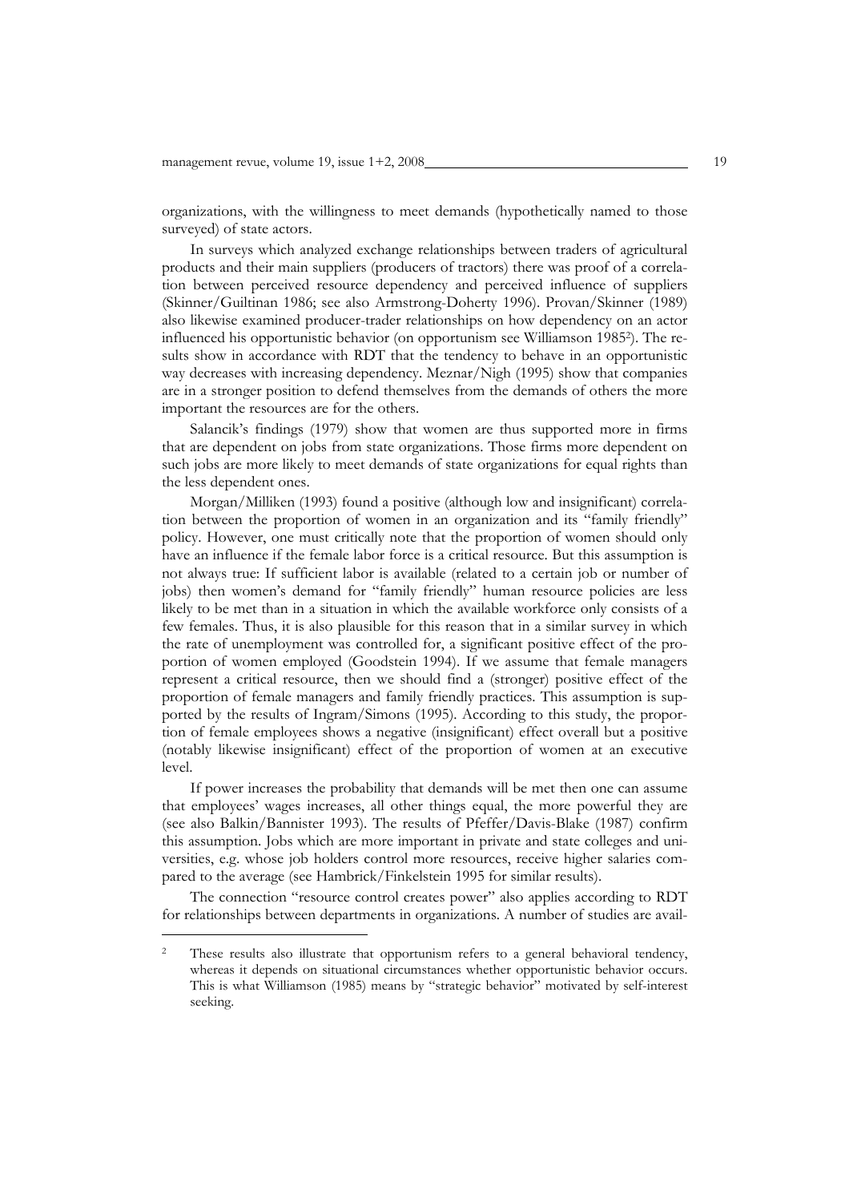organizations, with the willingness to meet demands (hypothetically named to those surveyed) of state actors.

In surveys which analyzed exchange relationships between traders of agricultural products and their main suppliers (producers of tractors) there was proof of a correlation between perceived resource dependency and perceived influence of suppliers (Skinner/Guiltinan 1986; see also Armstrong-Doherty 1996). Provan/Skinner (1989) also likewise examined producer-trader relationships on how dependency on an actor influenced his opportunistic behavior (on opportunism see Williamson 1985[2]). The results show in accordance with RDT that the tendency to behave in an opportunistic way decreases with increasing dependency. Meznar/Nigh (1995) show that companies are in a stronger position to defend themselves from the demands of others the more important the resources are for the others.

Salancik's findings (1979) show that women are thus supported more in firms that are dependent on jobs from state organizations. Those firms more dependent on such jobs are more likely to meet demands of state organizations for equal rights than the less dependent ones.

Morgan/Milliken (1993) found a positive (although low and insignificant) correlation between the proportion of women in an organization and its "family friendly" policy. However, one must critically note that the proportion of women should only have an influence if the female labor force is a critical resource. But this assumption is not always true: If sufficient labor is available (related to a certain job or number of jobs) then women's demand for "family friendly" human resource policies are less likely to be met than in a situation in which the available workforce only consists of a few females. Thus, it is also plausible for this reason that in a similar survey in which the rate of unemployment was controlled for, a significant positive effect of the proportion of women employed (Goodstein 1994). If we assume that female managers represent a critical resource, then we should find a (stronger) positive effect of the proportion of female managers and family friendly practices. This assumption is supported by the results of Ingram/Simons (1995). According to this study, the proportion of female employees shows a negative (insignificant) effect overall but a positive (notably likewise insignificant) effect of the proportion of women at an executive level.

If power increases the probability that demands will be met then one can assume that employees' wages increases, all other things equal, the more powerful they are (see also Balkin/Bannister 1993). The results of Pfeffer/Davis-Blake (1987) confirm this assumption. Jobs which are more important in private and state colleges and universities, e.g. whose job holders control more resources, receive higher salaries compared to the average (see Hambrick/Finkelstein 1995 for similar results).

The connection "resource control creates power" also applies according to RDT for relationships between departments in organizations. A number of studies are avail-

---

[2] These results also illustrate that opportunism refers to a general behavioral tendency, whereas it depends on situational circumstances whether opportunistic behavior occurs. This is what Williamson (1985) means by "strategic behavior" motivated by self-interest seeking.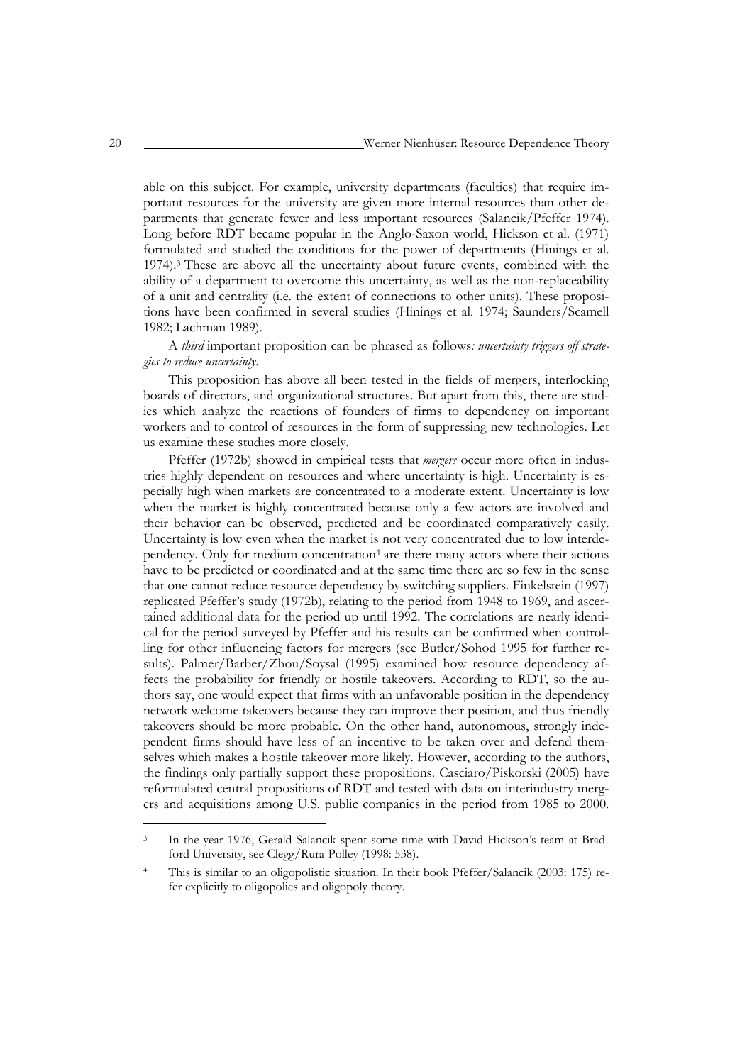able on this subject. For example, university departments (faculties) that require important resources for the university are given more internal resources than other departments that generate fewer and less important resources (Salancik/Pfeffer 1974). Long before RDT became popular in the Anglo-Saxon world, Hickson et al. (1971) formulated and studied the conditions for the power of departments (Hinings et al. 1974).[3] These are above all the uncertainty about future events, combined with the ability of a department to overcome this uncertainty, as well as the non-replaceability of a unit and centrality (i.e. the extent of connections to other units). These propositions have been confirmed in several studies (Hinings et al. 1974; Saunders/Scamell 1982; Lachman 1989).

A *third* important proposition can be phrased as follows*: uncertainty triggers off strategies to reduce uncertainty.*

This proposition has above all been tested in the fields of mergers, interlocking boards of directors, and organizational structures. But apart from this, there are studies which analyze the reactions of founders of firms to dependency on important workers and to control of resources in the form of suppressing new technologies. Let us examine these studies more closely.

Pfeffer (1972b) showed in empirical tests that *mergers* occur more often in industries highly dependent on resources and where uncertainty is high. Uncertainty is especially high when markets are concentrated to a moderate extent. Uncertainty is low when the market is highly concentrated because only a few actors are involved and their behavior can be observed, predicted and be coordinated comparatively easily. Uncertainty is low even when the market is not very concentrated due to low interdependency. Only for medium concentration[4] are there many actors where their actions have to be predicted or coordinated and at the same time there are so few in the sense that one cannot reduce resource dependency by switching suppliers. Finkelstein (1997) replicated Pfeffer's study (1972b), relating to the period from 1948 to 1969, and ascertained additional data for the period up until 1992. The correlations are nearly identical for the period surveyed by Pfeffer and his results can be confirmed when controlling for other influencing factors for mergers (see Butler/Sohod 1995 for further results). Palmer/Barber/Zhou/Soysal (1995) examined how resource dependency affects the probability for friendly or hostile takeovers. According to RDT, so the authors say, one would expect that firms with an unfavorable position in the dependency network welcome takeovers because they can improve their position, and thus friendly takeovers should be more probable. On the other hand, autonomous, strongly independent firms should have less of an incentive to be taken over and defend themselves which makes a hostile takeover more likely. However, according to the authors, the findings only partially support these propositions. Casciaro/Piskorski (2005) have reformulated central propositions of RDT and tested with data on interindustry mergers and acquisitions among U.S. public companies in the period from 1985 to 2000.

---

[3] In the year 1976, Gerald Salancik spent some time with David Hickson's team at Bradford University, see Clegg/Rura-Polley (1998: 538).

[4] This is similar to an oligopolistic situation. In their book Pfeffer/Salancik (2003: 175) refer explicitly to oligopolies and oligopoly theory.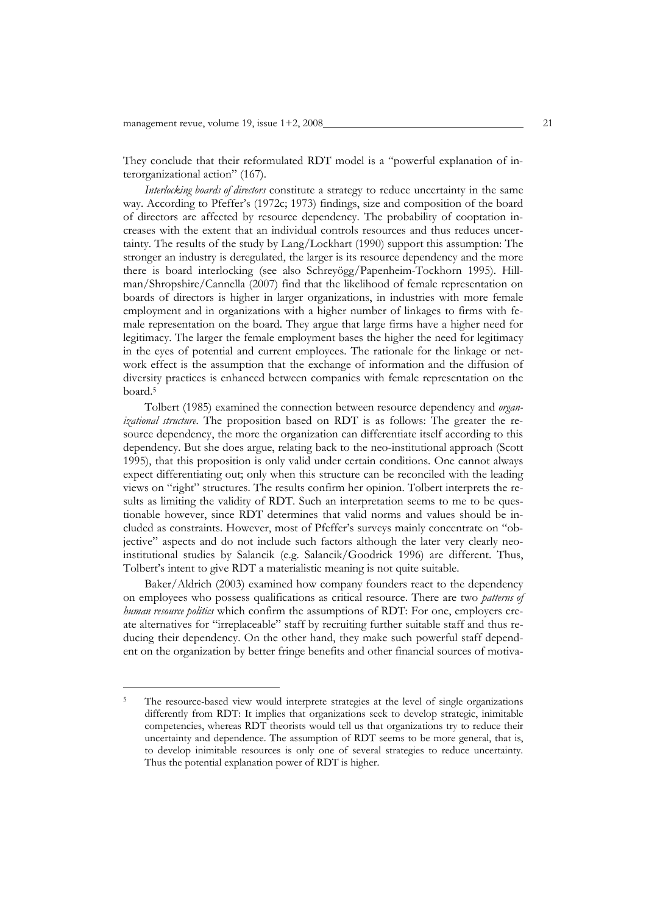They conclude that their reformulated RDT model is a "powerful explanation of interorganizational action" (167).

*Interlocking boards of directors* constitute a strategy to reduce uncertainty in the same way. According to Pfeffer's (1972c; 1973) findings, size and composition of the board of directors are affected by resource dependency. The probability of cooptation increases with the extent that an individual controls resources and thus reduces uncertainty. The results of the study by Lang/Lockhart (1990) support this assumption: The stronger an industry is deregulated, the larger is its resource dependency and the more there is board interlocking (see also Schreyögg/Papenheim-Tockhorn 1995). Hillman/Shropshire/Cannella (2007) find that the likelihood of female representation on boards of directors is higher in larger organizations, in industries with more female employment and in organizations with a higher number of linkages to firms with female representation on the board. They argue that large firms have a higher need for legitimacy. The larger the female employment bases the higher the need for legitimacy in the eyes of potential and current employees. The rationale for the linkage or network effect is the assumption that the exchange of information and the diffusion of diversity practices is enhanced between companies with female representation on the board.[5]

Tolbert (1985) examined the connection between resource dependency and *organizational structure*. The proposition based on RDT is as follows: The greater the resource dependency, the more the organization can differentiate itself according to this dependency. But she does argue, relating back to the neo-institutional approach (Scott 1995), that this proposition is only valid under certain conditions. One cannot always expect differentiating out; only when this structure can be reconciled with the leading views on "right" structures. The results confirm her opinion. Tolbert interprets the results as limiting the validity of RDT. Such an interpretation seems to me to be questionable however, since RDT determines that valid norms and values should be included as constraints. However, most of Pfeffer's surveys mainly concentrate on "objective" aspects and do not include such factors although the later very clearly neo-institutional studies by Salancik (e.g. Salancik/Goodrick 1996) are different. Thus, Tolbert's intent to give RDT a materialistic meaning is not quite suitable.

Baker/Aldrich (2003) examined how company founders react to the dependency on employees who possess qualifications as critical resource. There are two *patterns of human resource politics* which confirm the assumptions of RDT: For one, employers create alternatives for "irreplaceable" staff by recruiting further suitable staff and thus reducing their dependency. On the other hand, they make such powerful staff dependent on the organization by better fringe benefits and other financial sources of motiva-

[5] The resource-based view would interprete strategies at the level of single organizations differently from RDT: It implies that organizations seek to develop strategic, inimitable competencies, whereas RDT theorists would tell us that organizations try to reduce their uncertainty and dependence. The assumption of RDT seems to be more general, that is, to develop inimitable resources is only one of several strategies to reduce uncertainty. Thus the potential explanation power of RDT is higher.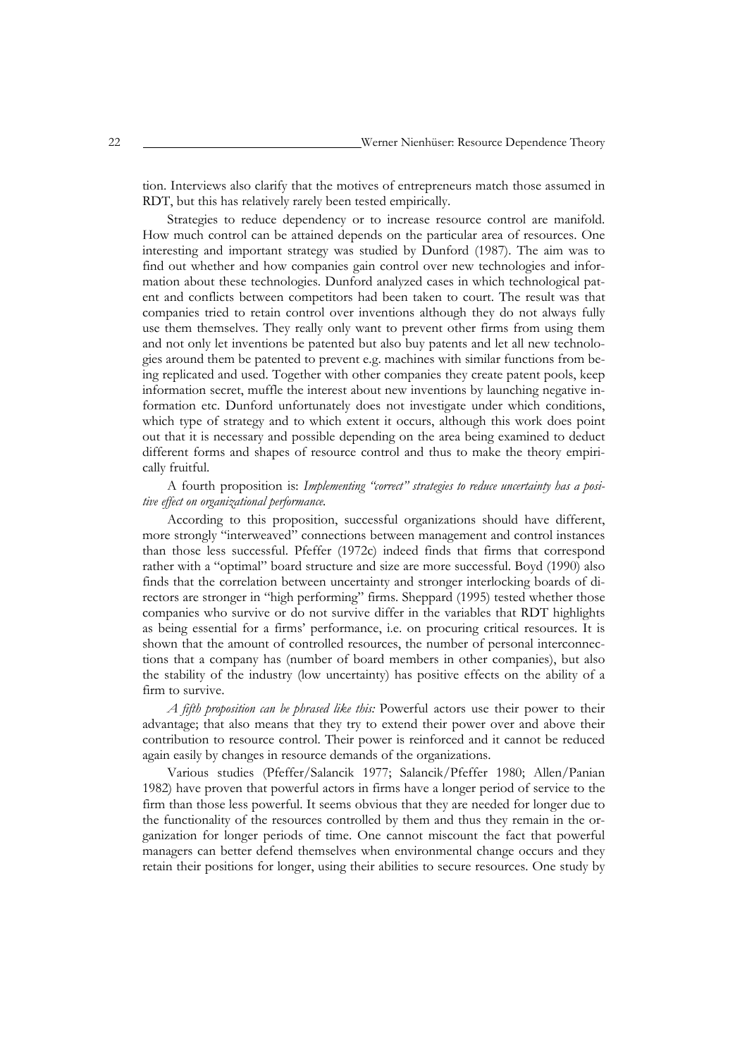tion. Interviews also clarify that the motives of entrepreneurs match those assumed in RDT, but this has relatively rarely been tested empirically.

Strategies to reduce dependency or to increase resource control are manifold. How much control can be attained depends on the particular area of resources. One interesting and important strategy was studied by Dunford (1987). The aim was to find out whether and how companies gain control over new technologies and information about these technologies. Dunford analyzed cases in which technological patent and conflicts between competitors had been taken to court. The result was that companies tried to retain control over inventions although they do not always fully use them themselves. They really only want to prevent other firms from using them and not only let inventions be patented but also buy patents and let all new technologies around them be patented to prevent e.g. machines with similar functions from being replicated and used. Together with other companies they create patent pools, keep information secret, muffle the interest about new inventions by launching negative information etc. Dunford unfortunately does not investigate under which conditions, which type of strategy and to which extent it occurs, although this work does point out that it is necessary and possible depending on the area being examined to deduct different forms and shapes of resource control and thus to make the theory empirically fruitful.

A fourth proposition is: *Implementing "correct" strategies to reduce uncertainty has a positive effect on organizational performance.*

According to this proposition, successful organizations should have different, more strongly "interweaved" connections between management and control instances than those less successful. Pfeffer (1972c) indeed finds that firms that correspond rather with a "optimal" board structure and size are more successful. Boyd (1990) also finds that the correlation between uncertainty and stronger interlocking boards of directors are stronger in "high performing" firms. Sheppard (1995) tested whether those companies who survive or do not survive differ in the variables that RDT highlights as being essential for a firms' performance, i.e. on procuring critical resources. It is shown that the amount of controlled resources, the number of personal interconnections that a company has (number of board members in other companies), but also the stability of the industry (low uncertainty) has positive effects on the ability of a firm to survive.

*A fifth proposition can be phrased like this:* Powerful actors use their power to their advantage; that also means that they try to extend their power over and above their contribution to resource control. Their power is reinforced and it cannot be reduced again easily by changes in resource demands of the organizations.

Various studies (Pfeffer/Salancik 1977; Salancik/Pfeffer 1980; Allen/Panian 1982) have proven that powerful actors in firms have a longer period of service to the firm than those less powerful. It seems obvious that they are needed for longer due to the functionality of the resources controlled by them and thus they remain in the organization for longer periods of time. One cannot miscount the fact that powerful managers can better defend themselves when environmental change occurs and they retain their positions for longer, using their abilities to secure resources. One study by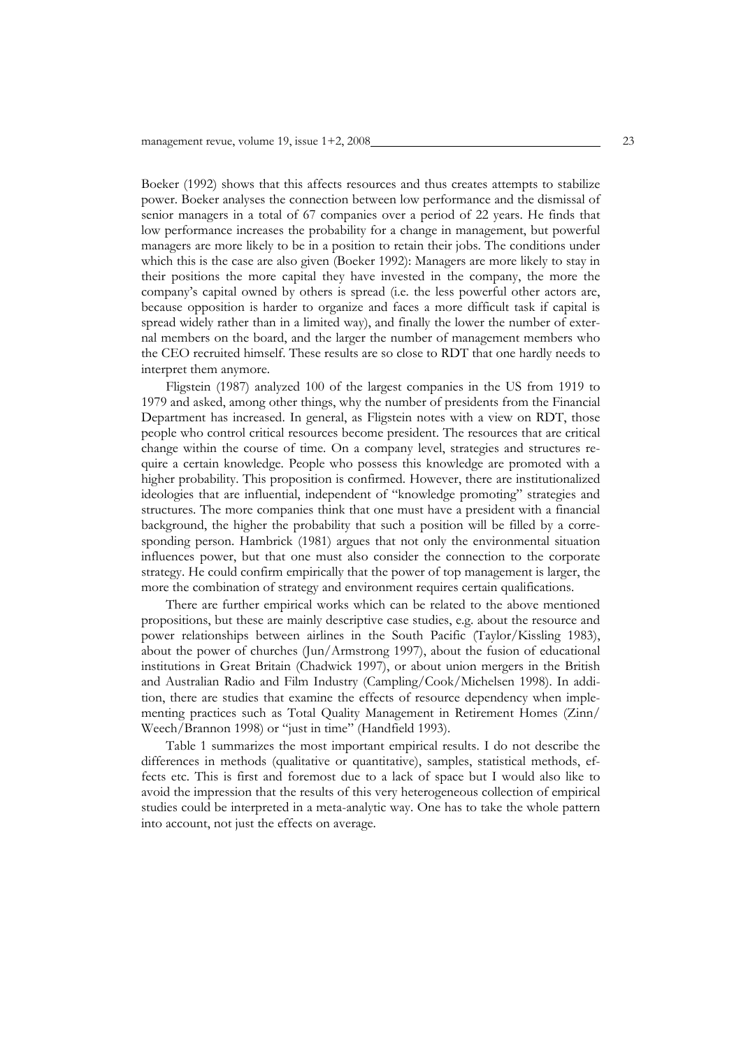Boeker (1992) shows that this affects resources and thus creates attempts to stabilize power. Boeker analyses the connection between low performance and the dismissal of senior managers in a total of 67 companies over a period of 22 years. He finds that low performance increases the probability for a change in management, but powerful managers are more likely to be in a position to retain their jobs. The conditions under which this is the case are also given (Boeker 1992): Managers are more likely to stay in their positions the more capital they have invested in the company, the more the company's capital owned by others is spread (i.e. the less powerful other actors are, because opposition is harder to organize and faces a more difficult task if capital is spread widely rather than in a limited way), and finally the lower the number of external members on the board, and the larger the number of management members who the CEO recruited himself. These results are so close to RDT that one hardly needs to interpret them anymore.

Fligstein (1987) analyzed 100 of the largest companies in the US from 1919 to 1979 and asked, among other things, why the number of presidents from the Financial Department has increased. In general, as Fligstein notes with a view on RDT, those people who control critical resources become president. The resources that are critical change within the course of time. On a company level, strategies and structures require a certain knowledge. People who possess this knowledge are promoted with a higher probability. This proposition is confirmed. However, there are institutionalized ideologies that are influential, independent of "knowledge promoting" strategies and structures. The more companies think that one must have a president with a financial background, the higher the probability that such a position will be filled by a corresponding person. Hambrick (1981) argues that not only the environmental situation influences power, but that one must also consider the connection to the corporate strategy. He could confirm empirically that the power of top management is larger, the more the combination of strategy and environment requires certain qualifications.

There are further empirical works which can be related to the above mentioned propositions, but these are mainly descriptive case studies, e.g. about the resource and power relationships between airlines in the South Pacific (Taylor/Kissling 1983), about the power of churches (Jun/Armstrong 1997), about the fusion of educational institutions in Great Britain (Chadwick 1997), or about union mergers in the British and Australian Radio and Film Industry (Campling/Cook/Michelsen 1998). In addition, there are studies that examine the effects of resource dependency when implementing practices such as Total Quality Management in Retirement Homes (Zinn/Weech/Brannon 1998) or "just in time" (Handfield 1993).

Table 1 summarizes the most important empirical results. I do not describe the differences in methods (qualitative or quantitative), samples, statistical methods, effects etc. This is first and foremost due to a lack of space but I would also like to avoid the impression that the results of this very heterogeneous collection of empirical studies could be interpreted in a meta-analytic way. One has to take the whole pattern into account, not just the effects on average.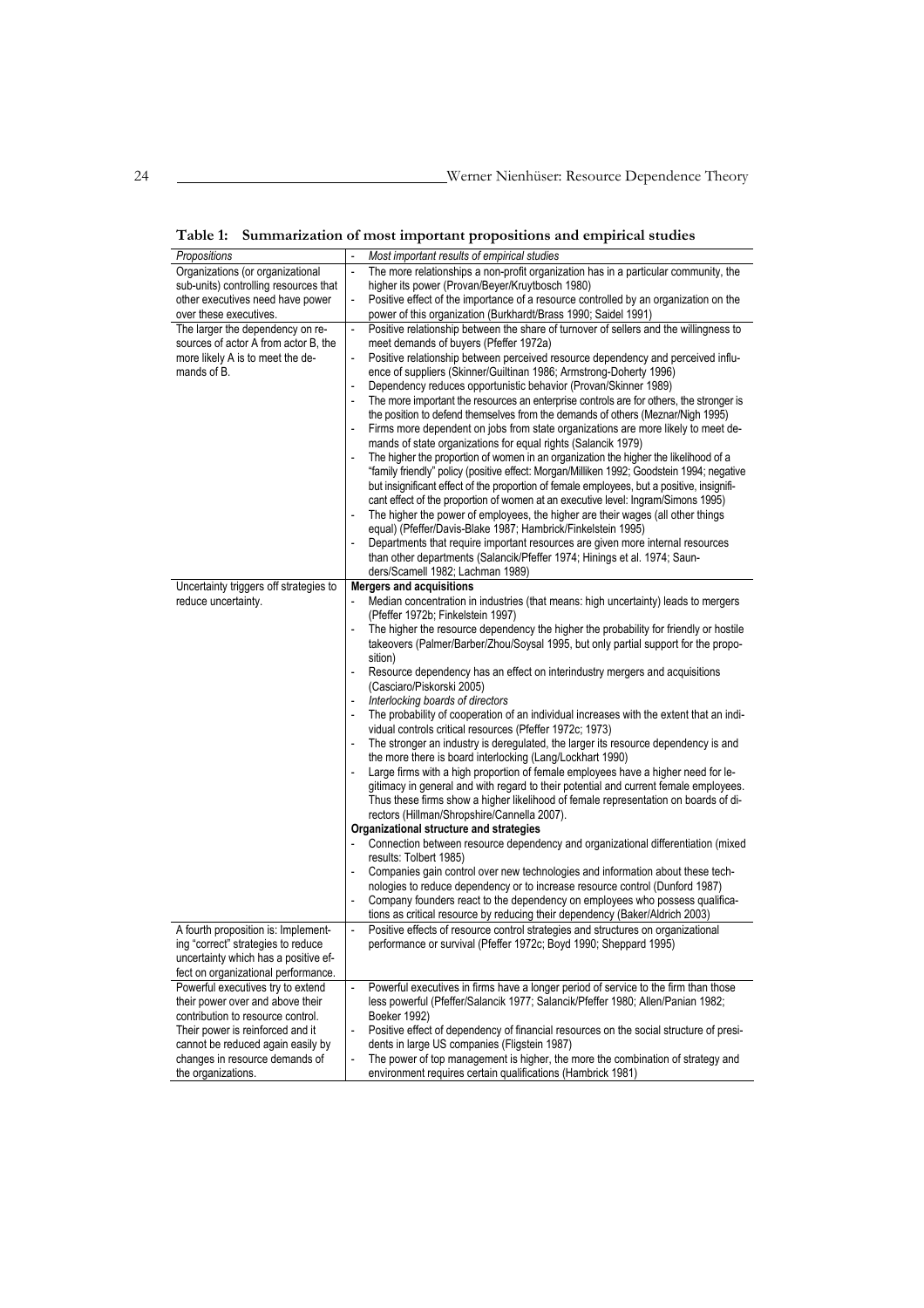**Table 1: Summarization of most important propositions and empirical studies**

| *Propositions* | - *Most important results of empirical studies* |
|---|---|
| Organizations (or organizational sub-units) controlling resources that other executives need have power over these executives. | - The more relationships a non-profit organization has in a particular community, the higher its power (Provan/Beyer/Kruytbosch 1980)<br>- Positive effect of the importance of a resource controlled by an organization on the power of this organization (Burkhardt/Brass 1990; Saidel 1991) |
| The larger the dependency on resources of actor A from actor B, the more likely A is to meet the demands of B. | - Positive relationship between the share of turnover of sellers and the willingness to meet demands of buyers (Pfeffer 1972a)<br>- Positive relationship between perceived resource dependency and perceived influence of suppliers (Skinner/Guiltinan 1986; Armstrong-Doherty 1996)<br>- Dependency reduces opportunistic behavior (Provan/Skinner 1989)<br>- The more important the resources an enterprise controls are for others, the stronger is the position to defend themselves from the demands of others (Meznar/Nigh 1995)<br>- Firms more dependent on jobs from state organizations are more likely to meet demands of state organizations for equal rights (Salancik 1979)<br>- The higher the proportion of women in an organization the higher the likelihood of a "family friendly" policy (positive effect: Morgan/Milliken 1992; Goodstein 1994; negative but insignificant effect of the proportion of female employees, but a positive, insignificant effect of the proportion of women at an executive level: Ingram/Simons 1995)<br>- The higher the power of employees, the higher are their wages (all other things equal) (Pfeffer/Davis-Blake 1987; Hambrick/Finkelstein 1995)<br>- Departments that require important resources are given more internal resources than other departments (Salancik/Pfeffer 1974; Hinings et al. 1974; Saunders/Scamell 1982; Lachman 1989) |
| Uncertainty triggers off strategies to reduce uncertainty. | **Mergers and acquisitions**<br>- Median concentration in industries (that means: high uncertainty) leads to mergers (Pfeffer 1972b; Finkelstein 1997)<br>- The higher the resource dependency the higher the probability for friendly or hostile takeovers (Palmer/Barber/Zhou/Soysal 1995, but only partial support for the proposition)<br>- Resource dependency has an effect on interindustry mergers and acquisitions (Casciaro/Piskorski 2005)<br>- *Interlocking boards of directors*<br>- The probability of cooperation of an individual increases with the extent that an individual controls critical resources (Pfeffer 1972c; 1973)<br>- The stronger an industry is deregulated, the larger its resource dependency is and the more there is board interlocking (Lang/Lockhart 1990)<br>- Large firms with a high proportion of female employees have a higher need for legitimacy in general and with regard to their potential and current female employees. Thus these firms show a higher likelihood of female representation on boards of directors (Hillman/Shropshire/Cannella 2007).<br>**Organizational structure and strategies**<br>- Connection between resource dependency and organizational differentiation (mixed results: Tolbert 1985)<br>- Companies gain control over new technologies and information about these technologies to reduce dependency or to increase resource control (Dunford 1987)<br>- Company founders react to the dependency on employees who possess qualifications as critical resource by reducing their dependency (Baker/Aldrich 2003) |
| A fourth proposition is: Implementing "correct" strategies to reduce uncertainty which has a positive effect on organizational performance. | - Positive effects of resource control strategies and structures on organizational performance or survival (Pfeffer 1972c; Boyd 1990; Sheppard 1995) |
| Powerful executives try to extend their power over and above their contribution to resource control. Their power is reinforced and it cannot be reduced again easily by changes in resource demands of the organizations. | - Powerful executives in firms have a longer period of service to the firm than those less powerful (Pfeffer/Salancik 1977; Salancik/Pfeffer 1980; Allen/Panian 1982; Boeker 1992)<br>- Positive effect of dependency of financial resources on the social structure of presidents in large US companies (Fligstein 1987)<br>- The power of top management is higher, the more the combination of strategy and environment requires certain qualifications (Hambrick 1981) |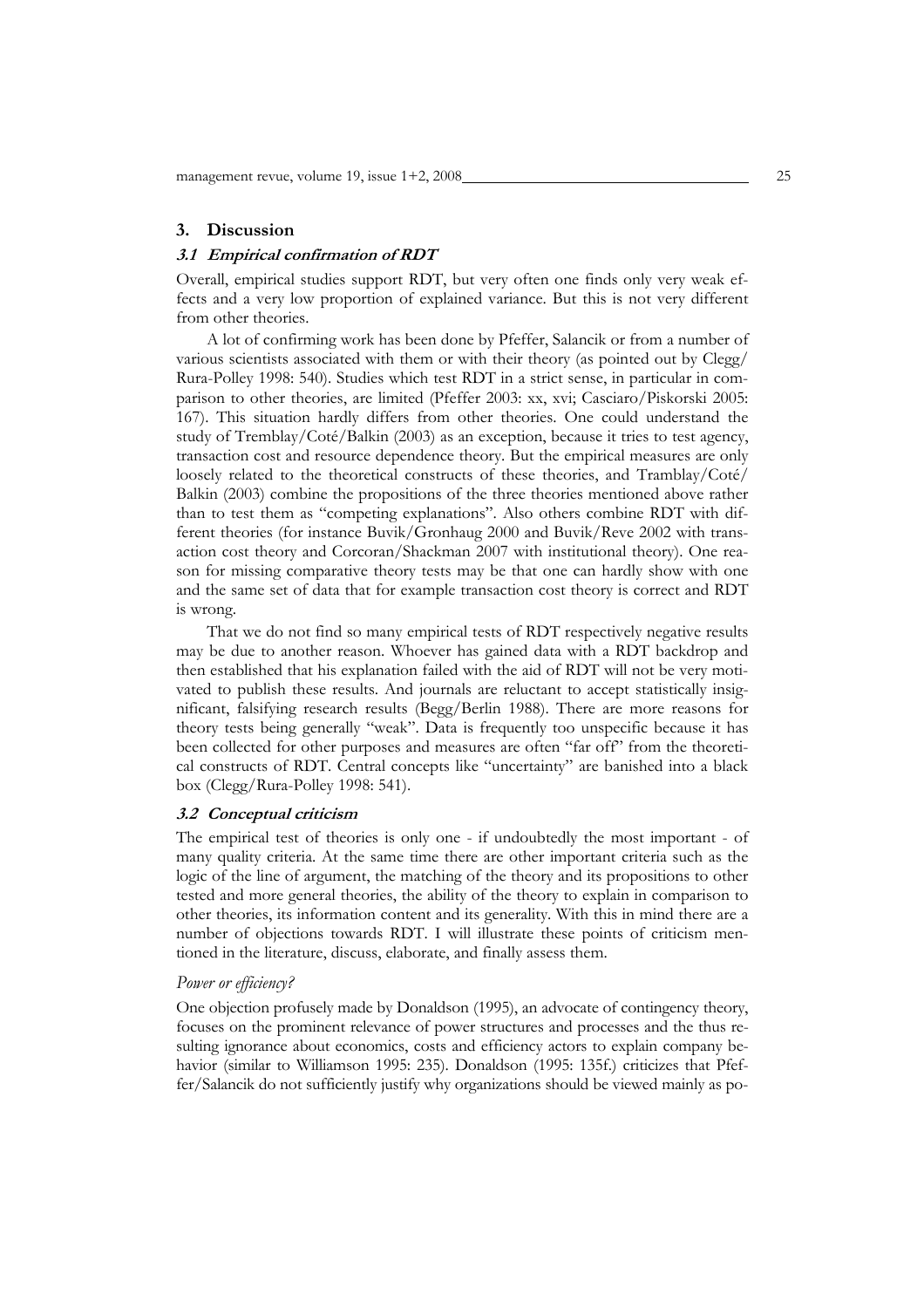## 3. Discussion

### 3.1 Empirical confirmation of RDT

Overall, empirical studies support RDT, but very often one finds only very weak effects and a very low proportion of explained variance. But this is not very different from other theories.

A lot of confirming work has been done by Pfeffer, Salancik or from a number of various scientists associated with them or with their theory (as pointed out by Clegg/Rura-Polley 1998: 540). Studies which test RDT in a strict sense, in particular in comparison to other theories, are limited (Pfeffer 2003: xx, xvi; Casciaro/Piskorski 2005: 167). This situation hardly differs from other theories. One could understand the study of Tremblay/Coté/Balkin (2003) as an exception, because it tries to test agency, transaction cost and resource dependence theory. But the empirical measures are only loosely related to the theoretical constructs of these theories, and Tramblay/Coté/Balkin (2003) combine the propositions of the three theories mentioned above rather than to test them as "competing explanations". Also others combine RDT with different theories (for instance Buvik/Gronhaug 2000 and Buvik/Reve 2002 with transaction cost theory and Corcoran/Shackman 2007 with institutional theory). One reason for missing comparative theory tests may be that one can hardly show with one and the same set of data that for example transaction cost theory is correct and RDT is wrong.

That we do not find so many empirical tests of RDT respectively negative results may be due to another reason. Whoever has gained data with a RDT backdrop and then established that his explanation failed with the aid of RDT will not be very motivated to publish these results. And journals are reluctant to accept statistically insignificant, falsifying research results (Begg/Berlin 1988). There are more reasons for theory tests being generally "weak". Data is frequently too unspecific because it has been collected for other purposes and measures are often "far off" from the theoretical constructs of RDT. Central concepts like "uncertainty" are banished into a black box (Clegg/Rura-Polley 1998: 541).

### 3.2 Conceptual criticism

The empirical test of theories is only one - if undoubtedly the most important - of many quality criteria. At the same time there are other important criteria such as the logic of the line of argument, the matching of the theory and its propositions to other tested and more general theories, the ability of the theory to explain in comparison to other theories, its information content and its generality. With this in mind there are a number of objections towards RDT. I will illustrate these points of criticism mentioned in the literature, discuss, elaborate, and finally assess them.

*Power or efficiency?*

One objection profusely made by Donaldson (1995), an advocate of contingency theory, focuses on the prominent relevance of power structures and processes and the thus resulting ignorance about economics, costs and efficiency actors to explain company behavior (similar to Williamson 1995: 235). Donaldson (1995: 135f.) criticizes that Pfeffer/Salancik do not sufficiently justify why organizations should be viewed mainly as po-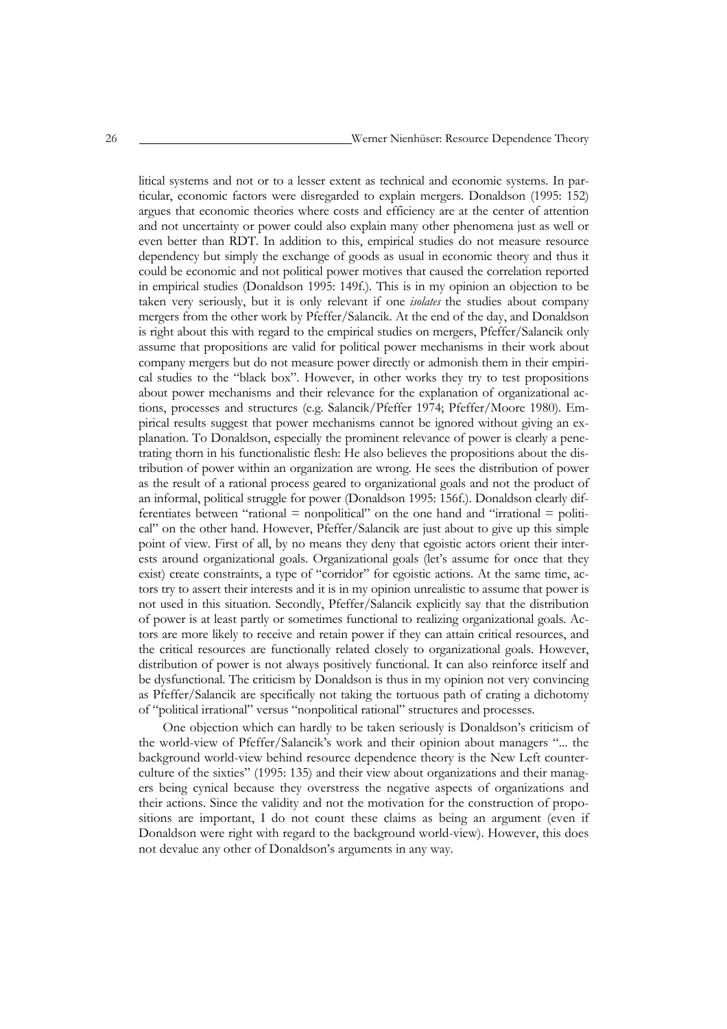litical systems and not or to a lesser extent as technical and economic systems. In particular, economic factors were disregarded to explain mergers. Donaldson (1995: 152) argues that economic theories where costs and efficiency are at the center of attention and not uncertainty or power could also explain many other phenomena just as well or even better than RDT. In addition to this, empirical studies do not measure resource dependency but simply the exchange of goods as usual in economic theory and thus it could be economic and not political power motives that caused the correlation reported in empirical studies (Donaldson 1995: 149f.). This is in my opinion an objection to be taken very seriously, but it is only relevant if one *isolates* the studies about company mergers from the other work by Pfeffer/Salancik. At the end of the day, and Donaldson is right about this with regard to the empirical studies on mergers, Pfeffer/Salancik only assume that propositions are valid for political power mechanisms in their work about company mergers but do not measure power directly or admonish them in their empirical studies to the "black box". However, in other works they try to test propositions about power mechanisms and their relevance for the explanation of organizational actions, processes and structures (e.g. Salancik/Pfeffer 1974; Pfeffer/Moore 1980). Empirical results suggest that power mechanisms cannot be ignored without giving an explanation. To Donaldson, especially the prominent relevance of power is clearly a penetrating thorn in his functionalistic flesh: He also believes the propositions about the distribution of power within an organization are wrong. He sees the distribution of power as the result of a rational process geared to organizational goals and not the product of an informal, political struggle for power (Donaldson 1995: 156f.). Donaldson clearly differentiates between "rational = nonpolitical" on the one hand and "irrational = political" on the other hand. However, Pfeffer/Salancik are just about to give up this simple point of view. First of all, by no means they deny that egoistic actors orient their interests around organizational goals. Organizational goals (let's assume for once that they exist) create constraints, a type of "corridor" for egoistic actions. At the same time, actors try to assert their interests and it is in my opinion unrealistic to assume that power is not used in this situation. Secondly, Pfeffer/Salancik explicitly say that the distribution of power is at least partly or sometimes functional to realizing organizational goals. Actors are more likely to receive and retain power if they can attain critical resources, and the critical resources are functionally related closely to organizational goals. However, distribution of power is not always positively functional. It can also reinforce itself and be dysfunctional. The criticism by Donaldson is thus in my opinion not very convincing as Pfeffer/Salancik are specifically not taking the tortuous path of crating a dichotomy of "political irrational" versus "nonpolitical rational" structures and processes.

One objection which can hardly to be taken seriously is Donaldson's criticism of the world-view of Pfeffer/Salancik's work and their opinion about managers "... the background world-view behind resource dependence theory is the New Left counterculture of the sixties" (1995: 135) and their view about organizations and their managers being cynical because they overstress the negative aspects of organizations and their actions. Since the validity and not the motivation for the construction of propositions are important, I do not count these claims as being an argument (even if Donaldson were right with regard to the background world-view). However, this does not devalue any other of Donaldson's arguments in any way.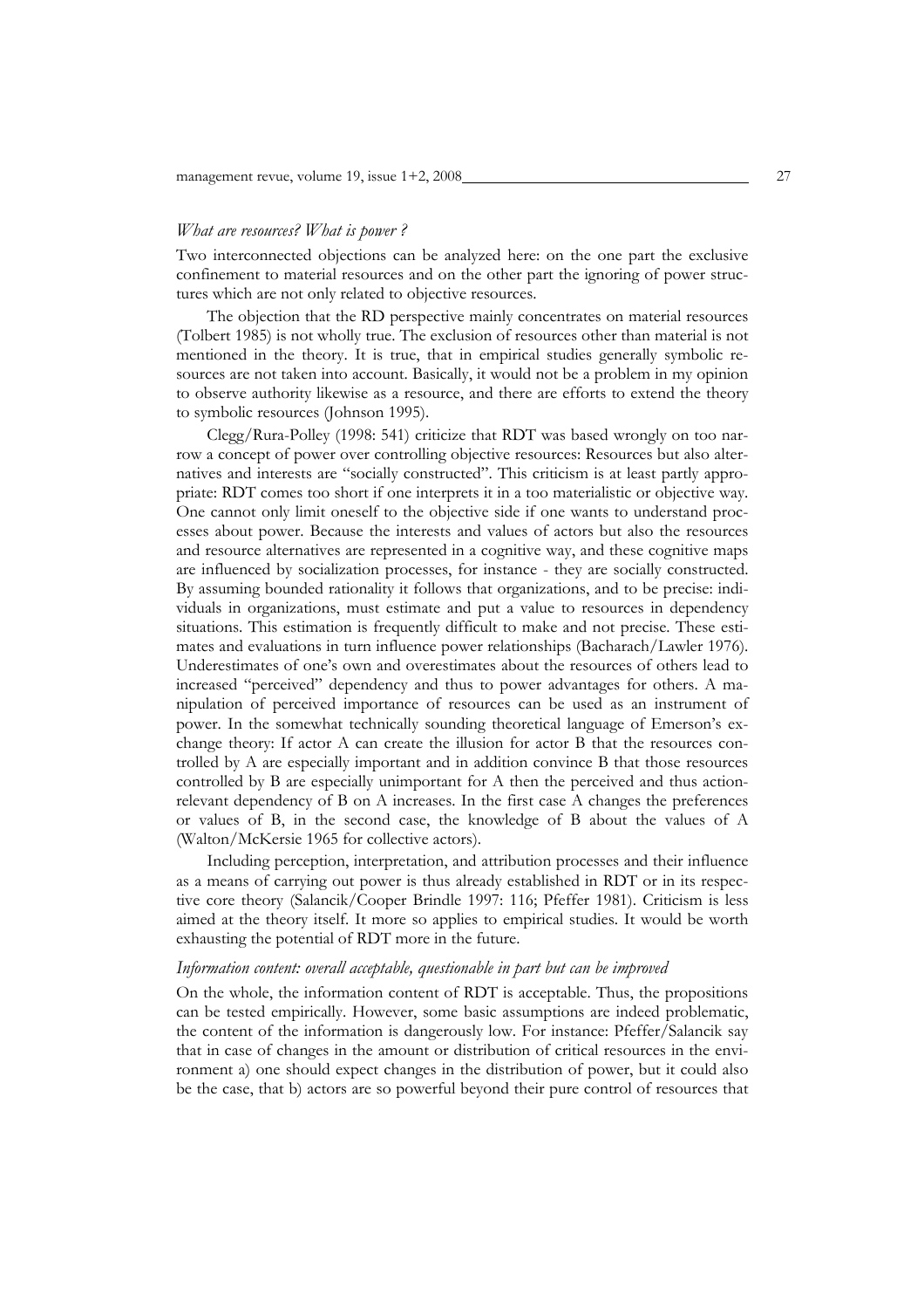### *What are resources? What is power ?*

Two interconnected objections can be analyzed here: on the one part the exclusive confinement to material resources and on the other part the ignoring of power structures which are not only related to objective resources.

The objection that the RD perspective mainly concentrates on material resources (Tolbert 1985) is not wholly true. The exclusion of resources other than material is not mentioned in the theory. It is true, that in empirical studies generally symbolic resources are not taken into account. Basically, it would not be a problem in my opinion to observe authority likewise as a resource, and there are efforts to extend the theory to symbolic resources (Johnson 1995).

Clegg/Rura-Polley (1998: 541) criticize that RDT was based wrongly on too narrow a concept of power over controlling objective resources: Resources but also alternatives and interests are "socially constructed". This criticism is at least partly appropriate: RDT comes too short if one interprets it in a too materialistic or objective way. One cannot only limit oneself to the objective side if one wants to understand processes about power. Because the interests and values of actors but also the resources and resource alternatives are represented in a cognitive way, and these cognitive maps are influenced by socialization processes, for instance - they are socially constructed. By assuming bounded rationality it follows that organizations, and to be precise: individuals in organizations, must estimate and put a value to resources in dependency situations. This estimation is frequently difficult to make and not precise. These estimates and evaluations in turn influence power relationships (Bacharach/Lawler 1976). Underestimates of one's own and overestimates about the resources of others lead to increased "perceived" dependency and thus to power advantages for others. A manipulation of perceived importance of resources can be used as an instrument of power. In the somewhat technically sounding theoretical language of Emerson's exchange theory: If actor A can create the illusion for actor B that the resources controlled by A are especially important and in addition convince B that those resources controlled by B are especially unimportant for A then the perceived and thus action-relevant dependency of B on A increases. In the first case A changes the preferences or values of B, in the second case, the knowledge of B about the values of A (Walton/McKersie 1965 for collective actors).

Including perception, interpretation, and attribution processes and their influence as a means of carrying out power is thus already established in RDT or in its respective core theory (Salancik/Cooper Brindle 1997: 116; Pfeffer 1981). Criticism is less aimed at the theory itself. It more so applies to empirical studies. It would be worth exhausting the potential of RDT more in the future.

### *Information content: overall acceptable, questionable in part but can be improved*

On the whole, the information content of RDT is acceptable. Thus, the propositions can be tested empirically. However, some basic assumptions are indeed problematic, the content of the information is dangerously low. For instance: Pfeffer/Salancik say that in case of changes in the amount or distribution of critical resources in the environment a) one should expect changes in the distribution of power, but it could also be the case, that b) actors are so powerful beyond their pure control of resources that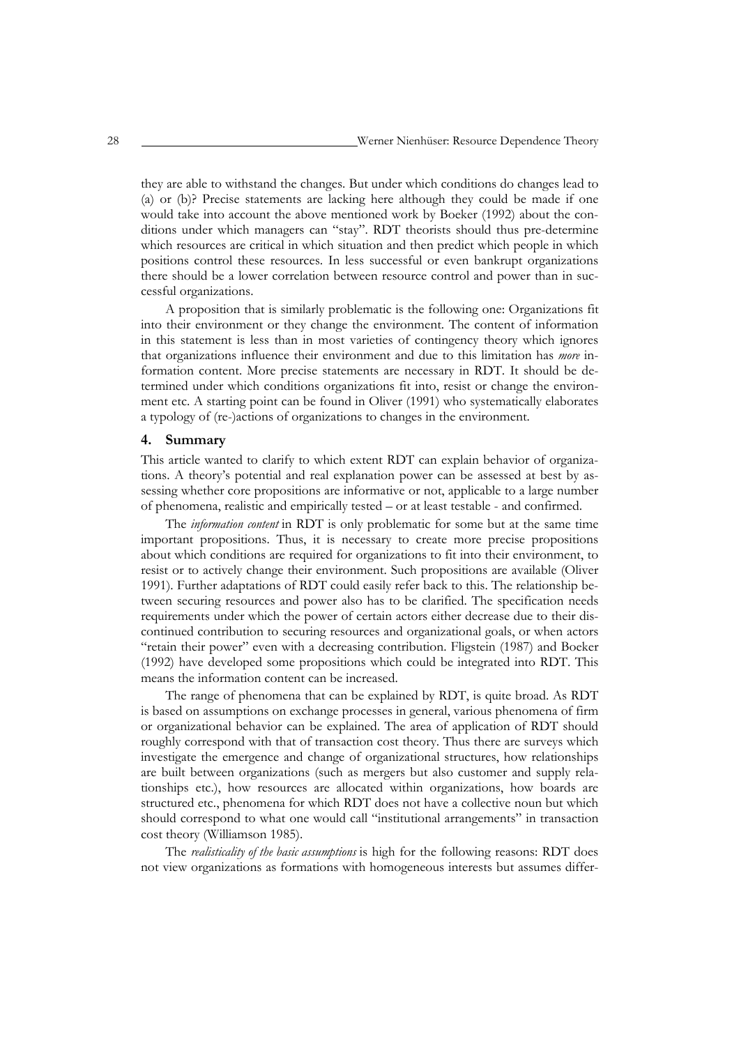they are able to withstand the changes. But under which conditions do changes lead to (a) or (b)? Precise statements are lacking here although they could be made if one would take into account the above mentioned work by Boeker (1992) about the conditions under which managers can "stay". RDT theorists should thus pre-determine which resources are critical in which situation and then predict which people in which positions control these resources. In less successful or even bankrupt organizations there should be a lower correlation between resource control and power than in successful organizations.

A proposition that is similarly problematic is the following one: Organizations fit into their environment or they change the environment. The content of information in this statement is less than in most varieties of contingency theory which ignores that organizations influence their environment and due to this limitation has *more* information content. More precise statements are necessary in RDT. It should be determined under which conditions organizations fit into, resist or change the environment etc. A starting point can be found in Oliver (1991) who systematically elaborates a typology of (re-)actions of organizations to changes in the environment.

## 4. Summary

This article wanted to clarify to which extent RDT can explain behavior of organizations. A theory's potential and real explanation power can be assessed at best by assessing whether core propositions are informative or not, applicable to a large number of phenomena, realistic and empirically tested – or at least testable - and confirmed.

The *information content* in RDT is only problematic for some but at the same time important propositions. Thus, it is necessary to create more precise propositions about which conditions are required for organizations to fit into their environment, to resist or to actively change their environment. Such propositions are available (Oliver 1991). Further adaptations of RDT could easily refer back to this. The relationship between securing resources and power also has to be clarified. The specification needs requirements under which the power of certain actors either decrease due to their discontinued contribution to securing resources and organizational goals, or when actors "retain their power" even with a decreasing contribution. Fligstein (1987) and Boeker (1992) have developed some propositions which could be integrated into RDT. This means the information content can be increased.

The range of phenomena that can be explained by RDT, is quite broad. As RDT is based on assumptions on exchange processes in general, various phenomena of firm or organizational behavior can be explained. The area of application of RDT should roughly correspond with that of transaction cost theory. Thus there are surveys which investigate the emergence and change of organizational structures, how relationships are built between organizations (such as mergers but also customer and supply relationships etc.), how resources are allocated within organizations, how boards are structured etc., phenomena for which RDT does not have a collective noun but which should correspond to what one would call "institutional arrangements" in transaction cost theory (Williamson 1985).

The *realisticality of the basic assumptions* is high for the following reasons: RDT does not view organizations as formations with homogeneous interests but assumes differ-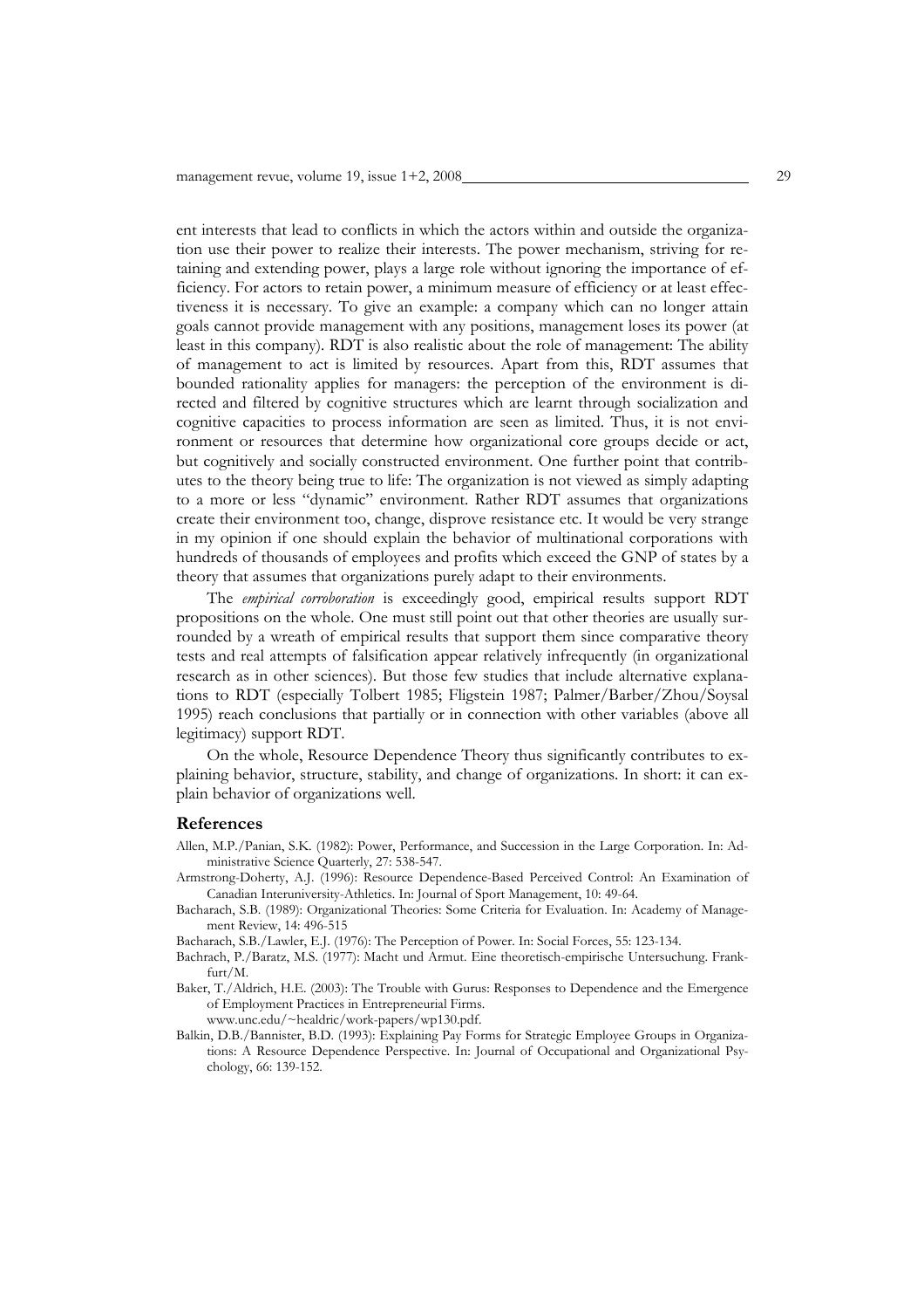ent interests that lead to conflicts in which the actors within and outside the organization use their power to realize their interests. The power mechanism, striving for retaining and extending power, plays a large role without ignoring the importance of efficiency. For actors to retain power, a minimum measure of efficiency or at least effectiveness it is necessary. To give an example: a company which can no longer attain goals cannot provide management with any positions, management loses its power (at least in this company). RDT is also realistic about the role of management: The ability of management to act is limited by resources. Apart from this, RDT assumes that bounded rationality applies for managers: the perception of the environment is directed and filtered by cognitive structures which are learnt through socialization and cognitive capacities to process information are seen as limited. Thus, it is not environment or resources that determine how organizational core groups decide or act, but cognitively and socially constructed environment. One further point that contributes to the theory being true to life: The organization is not viewed as simply adapting to a more or less "dynamic" environment. Rather RDT assumes that organizations create their environment too, change, disprove resistance etc. It would be very strange in my opinion if one should explain the behavior of multinational corporations with hundreds of thousands of employees and profits which exceed the GNP of states by a theory that assumes that organizations purely adapt to their environments.

The *empirical corroboration* is exceedingly good, empirical results support RDT propositions on the whole. One must still point out that other theories are usually surrounded by a wreath of empirical results that support them since comparative theory tests and real attempts of falsification appear relatively infrequently (in organizational research as in other sciences). But those few studies that include alternative explanations to RDT (especially Tolbert 1985; Fligstein 1987; Palmer/Barber/Zhou/Soysal 1995) reach conclusions that partially or in connection with other variables (above all legitimacy) support RDT.

On the whole, Resource Dependence Theory thus significantly contributes to explaining behavior, structure, stability, and change of organizations. In short: it can explain behavior of organizations well.

## References

Allen, M.P./Panian, S.K. (1982): Power, Performance, and Succession in the Large Corporation. In: Administrative Science Quarterly, 27: 538-547.

Armstrong-Doherty, A.J. (1996): Resource Dependence-Based Perceived Control: An Examination of Canadian Interuniversity-Athletics. In: Journal of Sport Management, 10: 49-64.

Bacharach, S.B. (1989): Organizational Theories: Some Criteria for Evaluation. In: Academy of Management Review, 14: 496-515

Bacharach, S.B./Lawler, E.J. (1976): The Perception of Power. In: Social Forces, 55: 123-134.

Bachrach, P./Baratz, M.S. (1977): Macht und Armut. Eine theoretisch-empirische Untersuchung. Frankfurt/M.

Baker, T./Aldrich, H.E. (2003): The Trouble with Gurus: Responses to Dependence and the Emergence of Employment Practices in Entrepreneurial Firms. www.unc.edu/~healdric/work-papers/wp130.pdf.

Balkin, D.B./Bannister, B.D. (1993): Explaining Pay Forms for Strategic Employee Groups in Organizations: A Resource Dependence Perspective. In: Journal of Occupational and Organizational Psychology, 66: 139-152.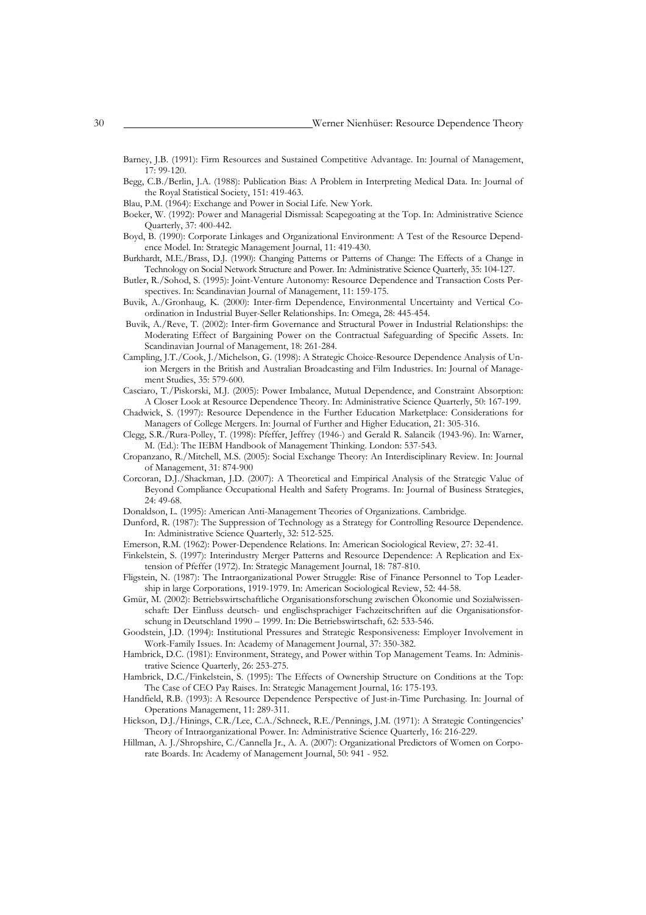Barney, J.B. (1991): Firm Resources and Sustained Competitive Advantage. In: Journal of Management, 17: 99-120.

Begg, C.B./Berlin, J.A. (1988): Publication Bias: A Problem in Interpreting Medical Data. In: Journal of the Royal Statistical Society, 151: 419-463.

Blau, P.M. (1964): Exchange and Power in Social Life. New York.

Boeker, W. (1992): Power and Managerial Dismissal: Scapegoating at the Top. In: Administrative Science Quarterly, 37: 400-442.

Boyd, B. (1990): Corporate Linkages and Organizational Environment: A Test of the Resource Dependence Model. In: Strategic Management Journal, 11: 419-430.

Burkhardt, M.E./Brass, D.J. (1990): Changing Patterns or Patterns of Change: The Effects of a Change in Technology on Social Network Structure and Power. In: Administrative Science Quarterly, 35: 104-127.

Butler, R./Sohod, S. (1995): Joint-Venture Autonomy: Resource Dependence and Transaction Costs Perspectives. In: Scandinavian Journal of Management, 11: 159-175.

Buvik, A./Gronhaug, K. (2000): Inter-firm Dependence, Environmental Uncertainty and Vertical Coordination in Industrial Buyer-Seller Relationships. In: Omega, 28: 445-454.

Buvik, A./Reve, T. (2002): Inter-firm Governance and Structural Power in Industrial Relationships: the Moderating Effect of Bargaining Power on the Contractual Safeguarding of Specific Assets. In: Scandinavian Journal of Management, 18: 261-284.

Campling, J.T./Cook, J./Michelson, G. (1998): A Strategic Choice-Resource Dependence Analysis of Union Mergers in the British and Australian Broadcasting and Film Industries. In: Journal of Management Studies, 35: 579-600.

Casciaro, T./Piskorski, M.J. (2005): Power Imbalance, Mutual Dependence, and Constraint Absorption: A Closer Look at Resource Dependence Theory. In: Administrative Science Quarterly, 50: 167-199.

Chadwick, S. (1997): Resource Dependence in the Further Education Marketplace: Considerations for Managers of College Mergers. In: Journal of Further and Higher Education, 21: 305-316.

Clegg, S.R./Rura-Polley, T. (1998): Pfeffer, Jeffrey (1946-) and Gerald R. Salancik (1943-96). In: Warner, M. (Ed.): The IEBM Handbook of Management Thinking. London: 537-543.

Cropanzano, R./Mitchell, M.S. (2005): Social Exchange Theory: An Interdisciplinary Review. In: Journal of Management, 31: 874-900

Corcoran, D.J./Shackman, J.D. (2007): A Theoretical and Empirical Analysis of the Strategic Value of Beyond Compliance Occupational Health and Safety Programs. In: Journal of Business Strategies, 24: 49-68.

Donaldson, L. (1995): American Anti-Management Theories of Organizations. Cambridge.

Dunford, R. (1987): The Suppression of Technology as a Strategy for Controlling Resource Dependence. In: Administrative Science Quarterly, 32: 512-525.

Emerson, R.M. (1962): Power-Dependence Relations. In: American Sociological Review, 27: 32-41.

Finkelstein, S. (1997): Interindustry Merger Patterns and Resource Dependence: A Replication and Extension of Pfeffer (1972). In: Strategic Management Journal, 18: 787-810.

Fligstein, N. (1987): The Intraorganizational Power Struggle: Rise of Finance Personnel to Top Leadership in large Corporations, 1919-1979. In: American Sociological Review, 52: 44-58.

Gmür, M. (2002): Betriebswirtschaftliche Organisationsforschung zwischen Ökonomie und Sozialwissenschaft: Der Einfluss deutsch- und englischsprachiger Fachzeitschriften auf die Organisationsforschung in Deutschland 1990 – 1999. In: Die Betriebswirtschaft, 62: 533-546.

Goodstein, J.D. (1994): Institutional Pressures and Strategic Responsiveness: Employer Involvement in Work-Family Issues. In: Academy of Management Journal, 37: 350-382.

Hambrick, D.C. (1981): Environment, Strategy, and Power within Top Management Teams. In: Administrative Science Quarterly, 26: 253-275.

Hambrick, D.C./Finkelstein, S. (1995): The Effects of Ownership Structure on Conditions at the Top: The Case of CEO Pay Raises. In: Strategic Management Journal, 16: 175-193.

Handfield, R.B. (1993): A Resource Dependence Perspective of Just-in-Time Purchasing. In: Journal of Operations Management, 11: 289-311.

Hickson, D.J./Hinings, C.R./Lee, C.A./Schneck, R.E./Pennings, J.M. (1971): A Strategic Contingencies' Theory of Intraorganizational Power. In: Administrative Science Quarterly, 16: 216-229.

Hillman, A. J./Shropshire, C./Cannella Jr., A. A. (2007): Organizational Predictors of Women on Corporate Boards. In: Academy of Management Journal, 50: 941 - 952.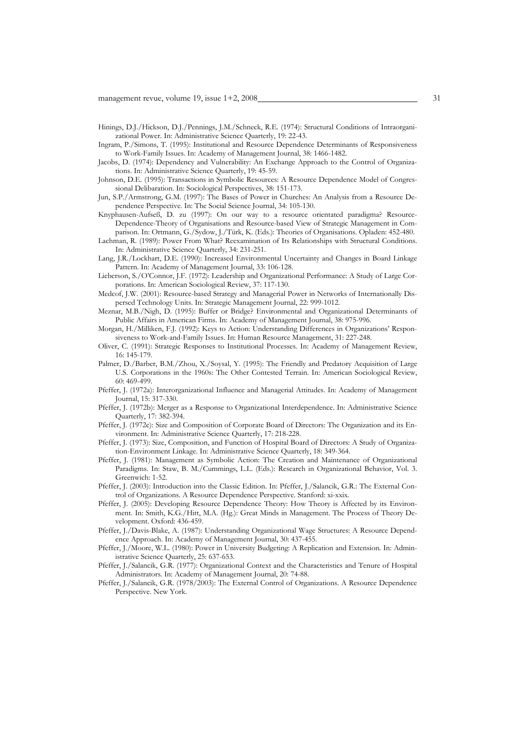Hinings, D.J./Hickson, D.J./Pennings, J.M./Schneck, R.E. (1974): Structural Conditions of Intraorganizational Power. In: Administrative Science Quarterly, 19: 22-43.

Ingram, P./Simons, T. (1995): Institutional and Resource Dependence Determinants of Responsiveness to Work-Family Issues. In: Academy of Management Journal, 38: 1466-1482.

Jacobs, D. (1974): Dependency and Vulnerability: An Exchange Approach to the Control of Organizations. In: Administrative Science Quarterly, 19: 45-59.

Johnson, D.E. (1995): Transactions in Symbolic Resources: A Resource Dependence Model of Congressional Delibaration. In: Sociological Perspectives, 38: 151-173.

Jun, S.P./Armstrong, G.M. (1997): The Bases of Power in Churches: An Analysis from a Resource Dependence Perspective. In: The Social Science Journal, 34: 105-130.

Knyphausen-Aufseß, D. zu (1997): On our way to a resource orientated paradigma? Resource-Dependence-Theory of Organisations and Resource-based View of Strategic Management in Comparison. In: Ortmann, G./Sydow, J./Türk, K. (Eds.): Theories of Organisations. Opladen: 452-480.

Lachman, R. (1989): Power From What? Reexamination of Its Relationships with Structural Conditions. In: Administrative Science Quarterly, 34: 231-251.

Lang, J.R./Lockhart, D.E. (1990): Increased Environmental Uncertainty and Changes in Board Linkage Pattern. In: Academy of Management Journal, 33: 106-128.

Lieberson, S./O'Connor, J.F. (1972): Leadership and Organizational Performance: A Study of Large Corporations. In: American Sociological Review, 37: 117-130.

Medcof, J.W. (2001): Resource-based Strategy and Managerial Power in Networks of Internationally Dispersed Technology Units. In: Strategic Management Journal, 22: 999-1012.

Meznar, M.B./Nigh, D. (1995): Buffer or Bridge? Environmental and Organizational Determinants of Public Affairs in American Firms. In: Academy of Management Journal, 38: 975-996.

Morgan, H./Milliken, F.J. (1992): Keys to Action: Understanding Differences in Organizations' Responsiveness to Work-and-Family Issues. In: Human Resource Management, 31: 227-248.

Oliver, C. (1991): Strategic Responses to Institutional Processes. In: Academy of Management Review, 16: 145-179.

Palmer, D./Barber, B.M./Zhou, X./Soysal, Y. (1995): The Friendly and Predatory Acquisition of Large U.S. Corporations in the 1960s: The Other Contested Terrain. In: American Sociological Review, 60: 469-499.

Pfeffer, J. (1972a): Interorganizational Influence and Managerial Attitudes. In: Academy of Management Journal, 15: 317-330.

Pfeffer, J. (1972b): Merger as a Response to Organizational Interdependence. In: Administrative Science Quarterly, 17: 382-394.

Pfeffer, J. (1972c): Size and Composition of Corporate Board of Directors: The Organization and its Environment. In: Administrative Science Quarterly, 17: 218-228.

Pfeffer, J. (1973): Size, Composition, and Function of Hospital Board of Directors: A Study of Organization-Environment Linkage. In: Administrative Science Quarterly, 18: 349-364.

Pfeffer, J. (1981): Management as Symbolic Action: The Creation and Maintenance of Organizational Paradigms. In: Staw, B. M./Cummings, L.L. (Eds.): Research in Organizational Behavior, Vol. 3. Greenwich: 1-52.

Pfeffer, J. (2003): Introduction into the Classic Edition. In: Pfeffer, J./Salancik, G.R.: The External Control of Organizations. A Resource Dependence Perspective. Stanford: xi-xxix.

Pfeffer, J. (2005): Developing Resource Dependence Theory: How Theory is Affected by its Environment. In: Smith, K.G./Hitt, M.A. (Hg.): Great Minds in Management. The Process of Theory Development. Oxford: 436-459.

Pfeffer, J./Davis-Blake, A. (1987): Understanding Organizational Wage Structures: A Resource Dependence Approach. In: Academy of Management Journal, 30: 437-455.

Pfeffer, J./Moore, W.L. (1980): Power in University Budgeting: A Replication and Extension. In: Administrative Science Quarterly, 25: 637-653.

Pfeffer, J./Salancik, G.R. (1977): Organizational Context and the Characteristics and Tenure of Hospital Administrators. In: Academy of Management Journal, 20: 74-88.

Pfeffer, J./Salancik, G.R. (1978/2003): The External Control of Organizations. A Resource Dependence Perspective. New York.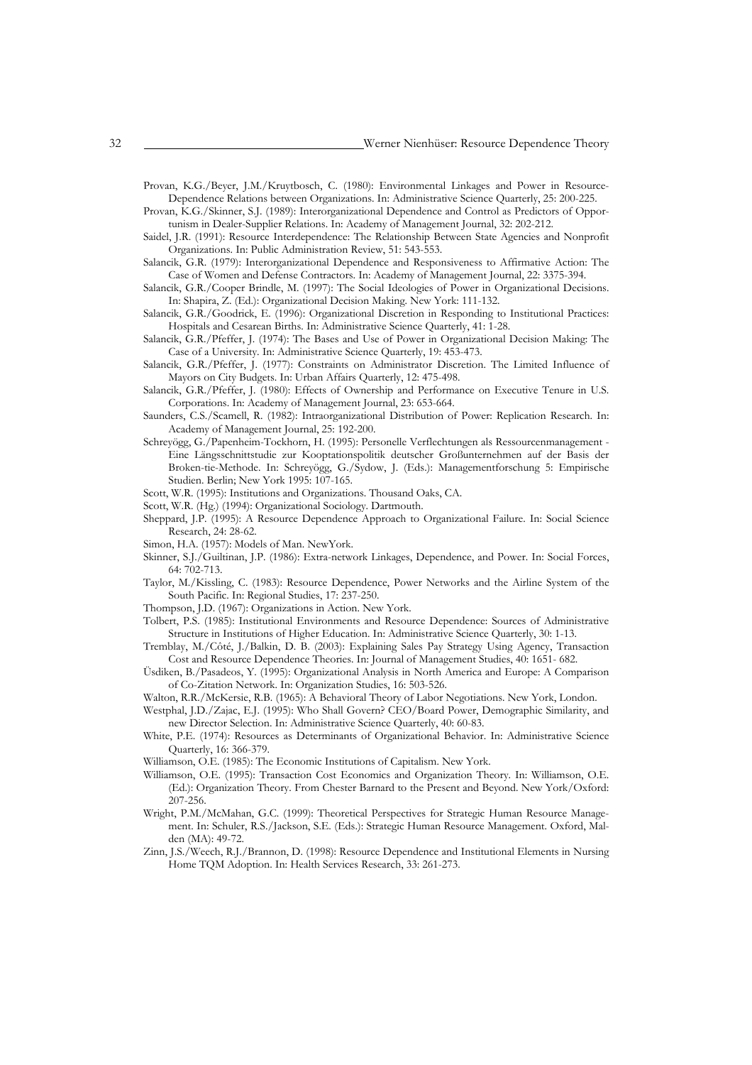Provan, K.G./Beyer, J.M./Kruytbosch, C. (1980): Environmental Linkages and Power in Resource-Dependence Relations between Organizations. In: Administrative Science Quarterly, 25: 200-225.

Provan, K.G./Skinner, S.J. (1989): Interorganizational Dependence and Control as Predictors of Opportunism in Dealer-Supplier Relations. In: Academy of Management Journal, 32: 202-212.

Saidel, J.R. (1991): Resource Interdependence: The Relationship Between State Agencies and Nonprofit Organizations. In: Public Administration Review, 51: 543-553.

Salancik, G.R. (1979): Interorganizational Dependence and Responsiveness to Affirmative Action: The Case of Women and Defense Contractors. In: Academy of Management Journal, 22: 3375-394.

Salancik, G.R./Cooper Brindle, M. (1997): The Social Ideologies of Power in Organizational Decisions. In: Shapira, Z. (Ed.): Organizational Decision Making. New York: 111-132.

Salancik, G.R./Goodrick, E. (1996): Organizational Discretion in Responding to Institutional Practices: Hospitals and Cesarean Births. In: Administrative Science Quarterly, 41: 1-28.

Salancik, G.R./Pfeffer, J. (1974): The Bases and Use of Power in Organizational Decision Making: The Case of a University. In: Administrative Science Quarterly, 19: 453-473.

Salancik, G.R./Pfeffer, J. (1977): Constraints on Administrator Discretion. The Limited Influence of Mayors on City Budgets. In: Urban Affairs Quarterly, 12: 475-498.

Salancik, G.R./Pfeffer, J. (1980): Effects of Ownership and Performance on Executive Tenure in U.S. Corporations. In: Academy of Management Journal, 23: 653-664.

Saunders, C.S./Scamell, R. (1982): Intraorganizational Distribution of Power: Replication Research. In: Academy of Management Journal, 25: 192-200.

Schreyögg, G./Papenheim-Tockhorn, H. (1995): Personelle Verflechtungen als Ressourcenmanagement - Eine Längsschnittstudie zur Kooptationspolitik deutscher Großunternehmen auf der Basis der Broken-tie-Methode. In: Schreyögg, G./Sydow, J. (Eds.): Managementforschung 5: Empirische Studien. Berlin; New York 1995: 107-165.

Scott, W.R. (1995): Institutions and Organizations. Thousand Oaks, CA.

Scott, W.R. (Hg.) (1994): Organizational Sociology. Dartmouth.

Sheppard, J.P. (1995): A Resource Dependence Approach to Organizational Failure. In: Social Science Research, 24: 28-62.

Simon, H.A. (1957): Models of Man. NewYork.

Skinner, S.J./Guiltinan, J.P. (1986): Extra-network Linkages, Dependence, and Power. In: Social Forces, 64: 702-713.

Taylor, M./Kissling, C. (1983): Resource Dependence, Power Networks and the Airline System of the South Pacific. In: Regional Studies, 17: 237-250.

Thompson, J.D. (1967): Organizations in Action. New York.

Tolbert, P.S. (1985): Institutional Environments and Resource Dependence: Sources of Administrative Structure in Institutions of Higher Education. In: Administrative Science Quarterly, 30: 1-13.

Tremblay, M./Côté, J./Balkin, D. B. (2003): Explaining Sales Pay Strategy Using Agency, Transaction Cost and Resource Dependence Theories. In: Journal of Management Studies, 40: 1651- 682.

Üsdiken, B./Pasadeos, Y. (1995): Organizational Analysis in North America and Europe: A Comparison of Co-Zitation Network. In: Organization Studies, 16: 503-526.

Walton, R.R./McKersie, R.B. (1965): A Behavioral Theory of Labor Negotiations. New York, London.

Westphal, J.D./Zajac, E.J. (1995): Who Shall Govern? CEO/Board Power, Demographic Similarity, and new Director Selection. In: Administrative Science Quarterly, 40: 60-83.

White, P.E. (1974): Resources as Determinants of Organizational Behavior. In: Administrative Science Quarterly, 16: 366-379.

Williamson, O.E. (1985): The Economic Institutions of Capitalism. New York.

Williamson, O.E. (1995): Transaction Cost Economics and Organization Theory. In: Williamson, O.E. (Ed.): Organization Theory. From Chester Barnard to the Present and Beyond. New York/Oxford: 207-256.

Wright, P.M./McMahan, G.C. (1999): Theoretical Perspectives for Strategic Human Resource Management. In: Schuler, R.S./Jackson, S.E. (Eds.): Strategic Human Resource Management. Oxford, Malden (MA): 49-72.

Zinn, J.S./Weech, R.J./Brannon, D. (1998): Resource Dependence and Institutional Elements in Nursing Home TQM Adoption. In: Health Services Research, 33: 261-273.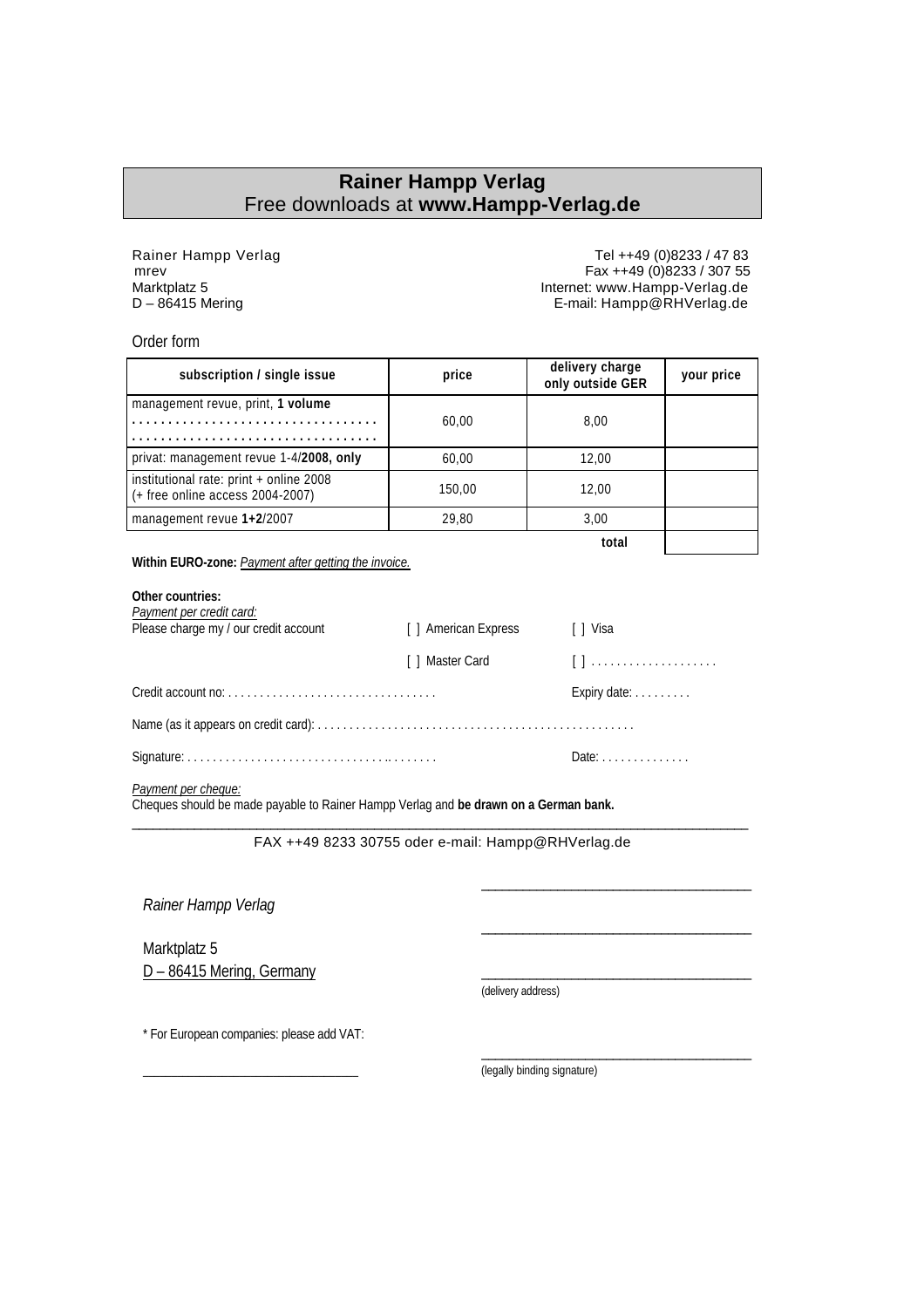# Rainer Hampp Verlag

Free downloads at **www.Hampp-Verlag.de**

Rainer Hampp Verlag
mrev
Marktplatz 5
D – 86415 Mering

Tel ++49 (0)8233 / 47 83
Fax ++49 (0)8233 / 307 55
Internet: www.Hampp-Verlag.de
E-mail: Hampp@RHVerlag.de

Order form

| subscription / single issue | price | delivery charge only outside GER | your price |
|---|---|---|---|
| management revue, print, **1 volume** .................................. .................................. | 60,00 | 8,00 | |
| privat: management revue 1-4/**2008, only** | 60,00 | 12,00 | |
| institutional rate: print + online 2008 (+ free online access 2004-2007) | 150,00 | 12,00 | |
| management revue **1+2**/2007 | 29,80 | 3,00 | |
| | | total | |

**Within EURO-zone:** *Payment after getting the invoice.*

**Other countries:**
*Payment per credit card:*
Please charge my / our credit account [ ] American Express [ ] Visa

[ ] Master Card [ ] ...................

Credit account no: ................................ Expiry date: .........

Name (as it appears on credit card): ................................................

Signature: ...................................... Date: ..............

*Payment per cheque:*
Cheques should be made payable to Rainer Hampp Verlag and **be drawn on a German bank.**

FAX ++49 8233 30755 oder e-mail: Hampp@RHVerlag.de

*Rainer Hampp Verlag*

Marktplatz 5
D – 86415 Mering, Germany

(delivery address)

\* For European companies: please add VAT:

(legally binding signature)